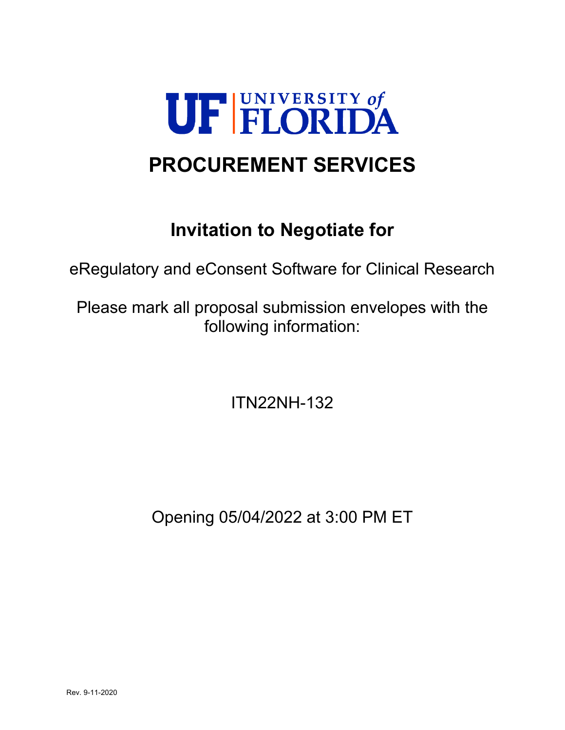# UF UNIVERSITY of FLORIDA

# PROCUREMENT SERVICES

## Invitation to Negotiate for

eRegulatory and eConsent Software for Clinical Research

Please mark all proposal submission envelopes with the following information:

ITN22NH-132

Opening 05/04/2022 at 3:00 PM ET

Rev. 9-11-2020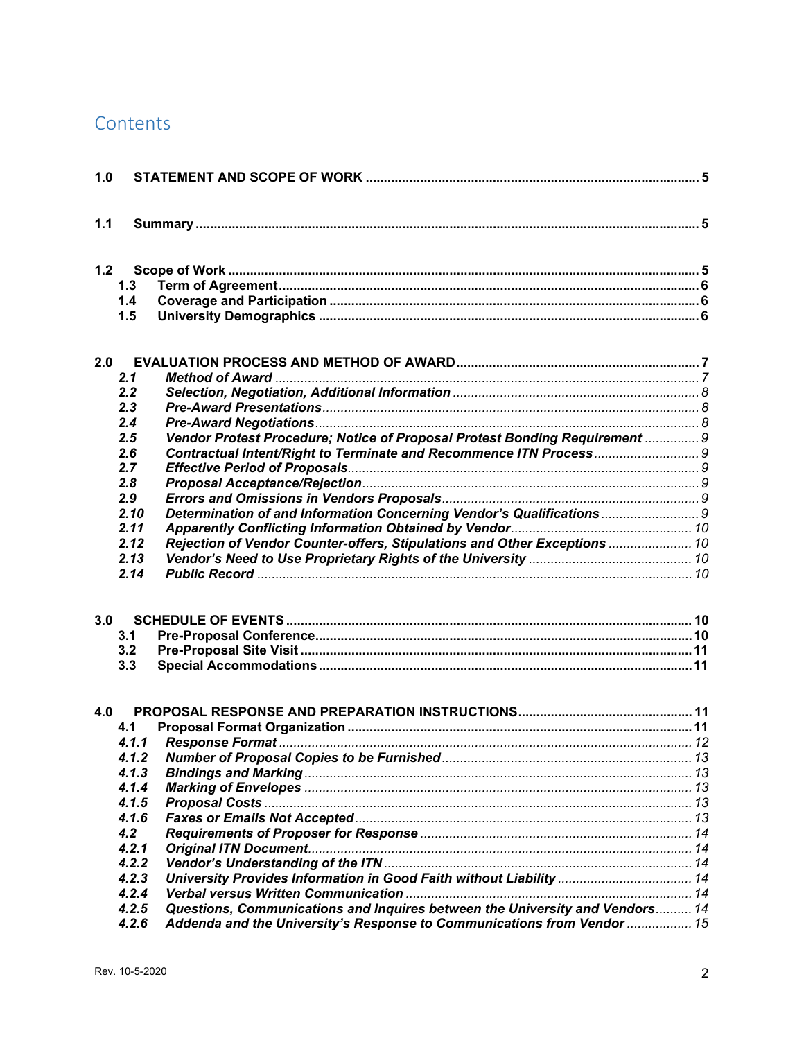# Contents

**1.0 STATEMENT AND SCOPE OF WORK .......... 5**

**1.1 Summary .......... 5**

**1.2 Scope of Work .......... 5**
- **1.3 Term of Agreement .......... 6**
- **1.4 Coverage and Participation .......... 6**
- **1.5 University Demographics .......... 6**

**2.0 EVALUATION PROCESS AND METHOD OF AWARD .......... 7**
- ***2.1 Method of Award*** .......... *7*
- ***2.2 Selection, Negotiation, Additional Information*** .......... *8*
- ***2.3 Pre-Award Presentations*** .......... *8*
- ***2.4 Pre-Award Negotiations*** .......... *8*
- ***2.5 Vendor Protest Procedure; Notice of Proposal Protest Bonding Requirement*** .......... *9*
- ***2.6 Contractual Intent/Right to Terminate and Recommence ITN Process*** .......... *9*
- ***2.7 Effective Period of Proposals*** .......... *9*
- ***2.8 Proposal Acceptance/Rejection*** .......... *9*
- ***2.9 Errors and Omissions in Vendors Proposals*** .......... *9*
- ***2.10 Determination of and Information Concerning Vendor's Qualifications*** .......... *9*
- ***2.11 Apparently Conflicting Information Obtained by Vendor*** .......... *10*
- ***2.12 Rejection of Vendor Counter-offers, Stipulations and Other Exceptions*** .......... *10*
- ***2.13 Vendor's Need to Use Proprietary Rights of the University*** .......... *10*
- ***2.14 Public Record*** .......... *10*

**3.0 SCHEDULE OF EVENTS .......... 10**
- **3.1 Pre-Proposal Conference .......... 10**
- **3.2 Pre-Proposal Site Visit .......... 11**
- **3.3 Special Accommodations .......... 11**

**4.0 PROPOSAL RESPONSE AND PREPARATION INSTRUCTIONS .......... 11**
- **4.1 Proposal Format Organization .......... 11**
- ***4.1.1 Response Format*** .......... *12*
- ***4.1.2 Number of Proposal Copies to be Furnished*** .......... *13*
- ***4.1.3 Bindings and Marking*** .......... *13*
- ***4.1.4 Marking of Envelopes*** .......... *13*
- ***4.1.5 Proposal Costs*** .......... *13*
- ***4.1.6 Faxes or Emails Not Accepted*** .......... *13*
- ***4.2 Requirements of Proposer for Response*** .......... *14*
- ***4.2.1 Original ITN Document*** .......... *14*
- ***4.2.2 Vendor's Understanding of the ITN*** .......... *14*
- ***4.2.3 University Provides Information in Good Faith without Liability*** .......... *14*
- ***4.2.4 Verbal versus Written Communication*** .......... *14*
- ***4.2.5 Questions, Communications and Inquires between the University and Vendors*** .......... *14*
- ***4.2.6 Addenda and the University's Response to Communications from Vendor*** .......... *15*

Rev. 10-5-2020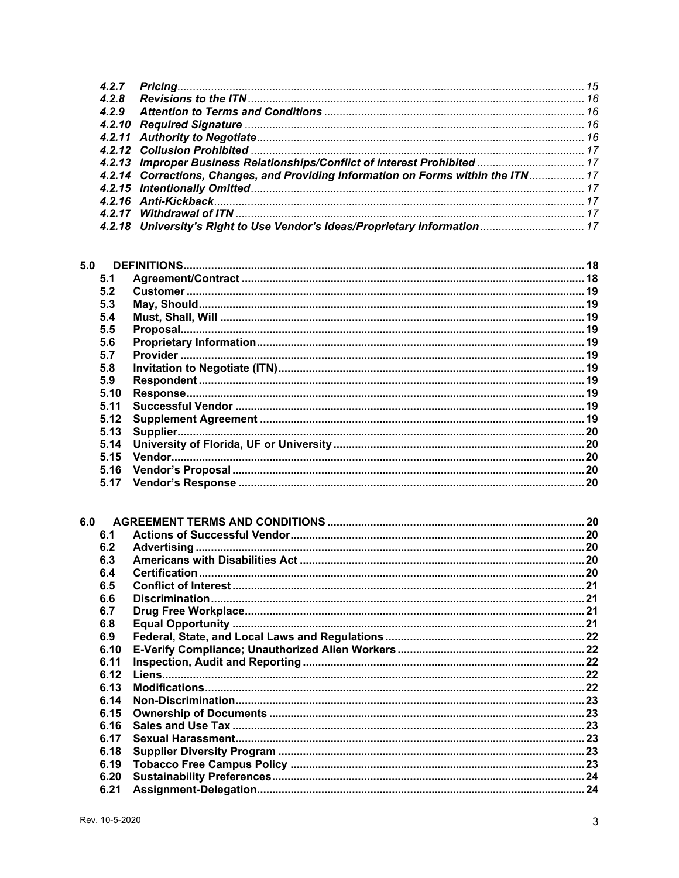| | | |
|---|---|---|
| *4.2.7* | *Pricing* | *15* |
| *4.2.8* | *Revisions to the ITN* | *16* |
| *4.2.9* | *Attention to Terms and Conditions* | *16* |
| *4.2.10* | *Required Signature* | *16* |
| *4.2.11* | *Authority to Negotiate* | *16* |
| *4.2.12* | *Collusion Prohibited* | *17* |
| *4.2.13* | *Improper Business Relationships/Conflict of Interest Prohibited* | *17* |
| *4.2.14* | *Corrections, Changes, and Providing Information on Forms within the ITN* | *17* |
| *4.2.15* | *Intentionally Omitted* | *17* |
| *4.2.16* | *Anti-Kickback* | *17* |
| *4.2.17* | *Withdrawal of ITN* | *17* |
| *4.2.18* | *University's Right to Use Vendor's Ideas/Proprietary Information* | *17* |

| | | |
|---|---|---|
| **5.0** | **DEFINITIONS** | **18** |
| **5.1** | **Agreement/Contract** | **18** |
| **5.2** | **Customer** | **19** |
| **5.3** | **May, Should** | **19** |
| **5.4** | **Must, Shall, Will** | **19** |
| **5.5** | **Proposal** | **19** |
| **5.6** | **Proprietary Information** | **19** |
| **5.7** | **Provider** | **19** |
| **5.8** | **Invitation to Negotiate (ITN)** | **19** |
| **5.9** | **Respondent** | **19** |
| **5.10** | **Response** | **19** |
| **5.11** | **Successful Vendor** | **19** |
| **5.12** | **Supplement Agreement** | **19** |
| **5.13** | **Supplier** | **20** |
| **5.14** | **University of Florida, UF or University** | **20** |
| **5.15** | **Vendor** | **20** |
| **5.16** | **Vendor's Proposal** | **20** |
| **5.17** | **Vendor's Response** | **20** |

| | | |
|---|---|---|
| **6.0** | **AGREEMENT TERMS AND CONDITIONS** | **20** |
| **6.1** | **Actions of Successful Vendor** | **20** |
| **6.2** | **Advertising** | **20** |
| **6.3** | **Americans with Disabilities Act** | **20** |
| **6.4** | **Certification** | **20** |
| **6.5** | **Conflict of Interest** | **21** |
| **6.6** | **Discrimination** | **21** |
| **6.7** | **Drug Free Workplace** | **21** |
| **6.8** | **Equal Opportunity** | **21** |
| **6.9** | **Federal, State, and Local Laws and Regulations** | **22** |
| **6.10** | **E-Verify Compliance; Unauthorized Alien Workers** | **22** |
| **6.11** | **Inspection, Audit and Reporting** | **22** |
| **6.12** | **Liens** | **22** |
| **6.13** | **Modifications** | **22** |
| **6.14** | **Non-Discrimination** | **23** |
| **6.15** | **Ownership of Documents** | **23** |
| **6.16** | **Sales and Use Tax** | **23** |
| **6.17** | **Sexual Harassment** | **23** |
| **6.18** | **Supplier Diversity Program** | **23** |
| **6.19** | **Tobacco Free Campus Policy** | **23** |
| **6.20** | **Sustainability Preferences** | **24** |
| **6.21** | **Assignment-Delegation** | **24** |

Rev. 10-5-2020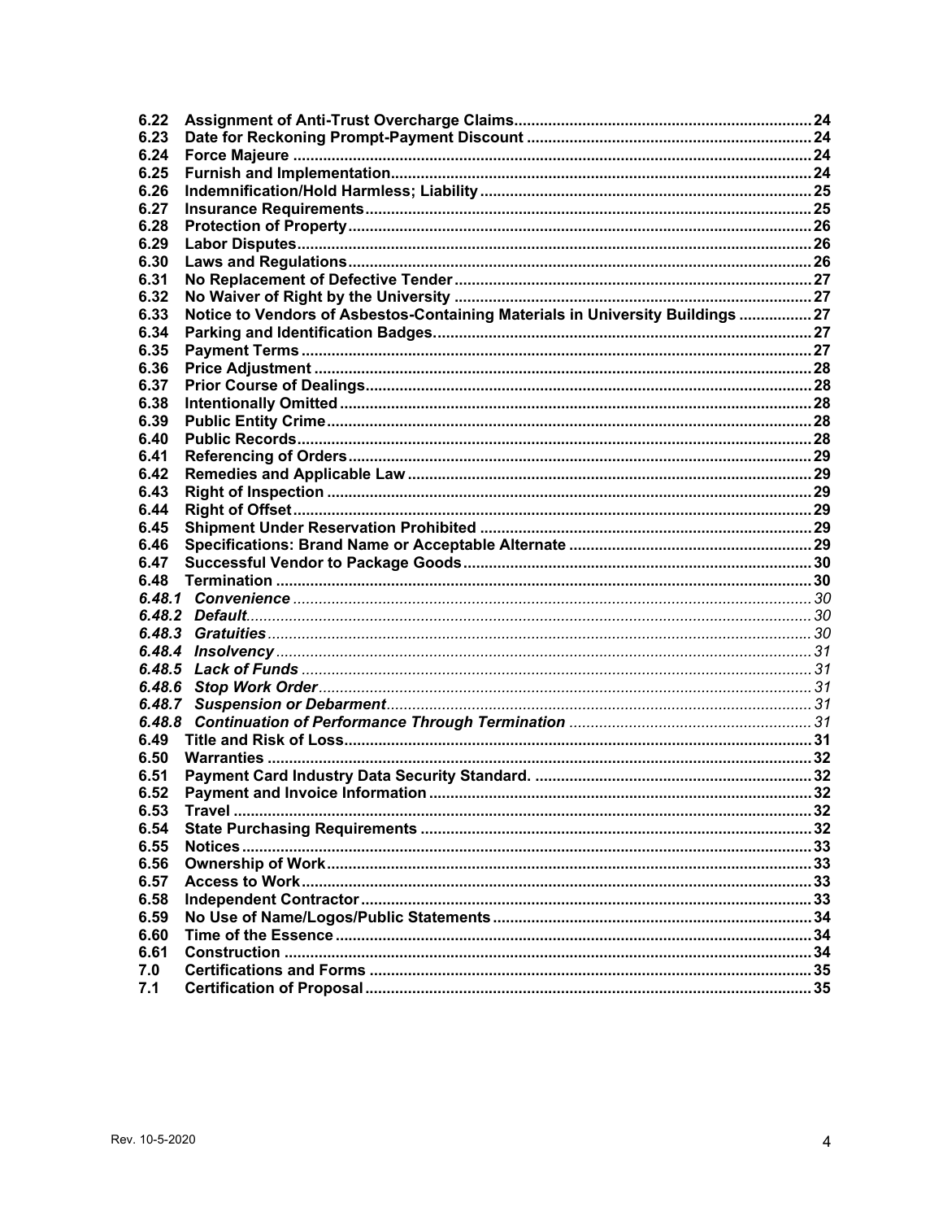| | | |
|---|---|---|
| **6.22** | **Assignment of Anti-Trust Overcharge Claims** | **24** |
| **6.23** | **Date for Reckoning Prompt-Payment Discount** | **24** |
| **6.24** | **Force Majeure** | **24** |
| **6.25** | **Furnish and Implementation** | **24** |
| **6.26** | **Indemnification/Hold Harmless; Liability** | **25** |
| **6.27** | **Insurance Requirements** | **25** |
| **6.28** | **Protection of Property** | **26** |
| **6.29** | **Labor Disputes** | **26** |
| **6.30** | **Laws and Regulations** | **26** |
| **6.31** | **No Replacement of Defective Tender** | **27** |
| **6.32** | **No Waiver of Right by the University** | **27** |
| **6.33** | **Notice to Vendors of Asbestos-Containing Materials in University Buildings** | **27** |
| **6.34** | **Parking and Identification Badges.** | **27** |
| **6.35** | **Payment Terms** | **27** |
| **6.36** | **Price Adjustment** | **28** |
| **6.37** | **Prior Course of Dealings** | **28** |
| **6.38** | **Intentionally Omitted** | **28** |
| **6.39** | **Public Entity Crime** | **28** |
| **6.40** | **Public Records** | **28** |
| **6.41** | **Referencing of Orders** | **29** |
| **6.42** | **Remedies and Applicable Law** | **29** |
| **6.43** | **Right of Inspection** | **29** |
| **6.44** | **Right of Offset** | **29** |
| **6.45** | **Shipment Under Reservation Prohibited** | **29** |
| **6.46** | **Specifications: Brand Name or Acceptable Alternate** | **29** |
| **6.47** | **Successful Vendor to Package Goods** | **30** |
| **6.48** | **Termination** | **30** |
| ***6.48.1*** | ***Convenience*** | *30* |
| ***6.48.2*** | ***Default*** | *30* |
| ***6.48.3*** | ***Gratuities*** | *30* |
| ***6.48.4*** | ***Insolvency*** | *31* |
| ***6.48.5*** | ***Lack of Funds*** | *31* |
| ***6.48.6*** | ***Stop Work Order*** | *31* |
| ***6.48.7*** | ***Suspension or Debarment*** | *31* |
| ***6.48.8*** | ***Continuation of Performance Through Termination*** | *31* |
| **6.49** | **Title and Risk of Loss** | **31** |
| **6.50** | **Warranties** | **32** |
| **6.51** | **Payment Card Industry Data Security Standard.** | **32** |
| **6.52** | **Payment and Invoice Information** | **32** |
| **6.53** | **Travel** | **32** |
| **6.54** | **State Purchasing Requirements** | **32** |
| **6.55** | **Notices** | **33** |
| **6.56** | **Ownership of Work** | **33** |
| **6.57** | **Access to Work** | **33** |
| **6.58** | **Independent Contractor** | **33** |
| **6.59** | **No Use of Name/Logos/Public Statements** | **34** |
| **6.60** | **Time of the Essence** | **34** |
| **6.61** | **Construction** | **34** |
| **7.0** | **Certifications and Forms** | **35** |
| **7.1** | **Certification of Proposal** | **35** |

Rev. 10-5-2020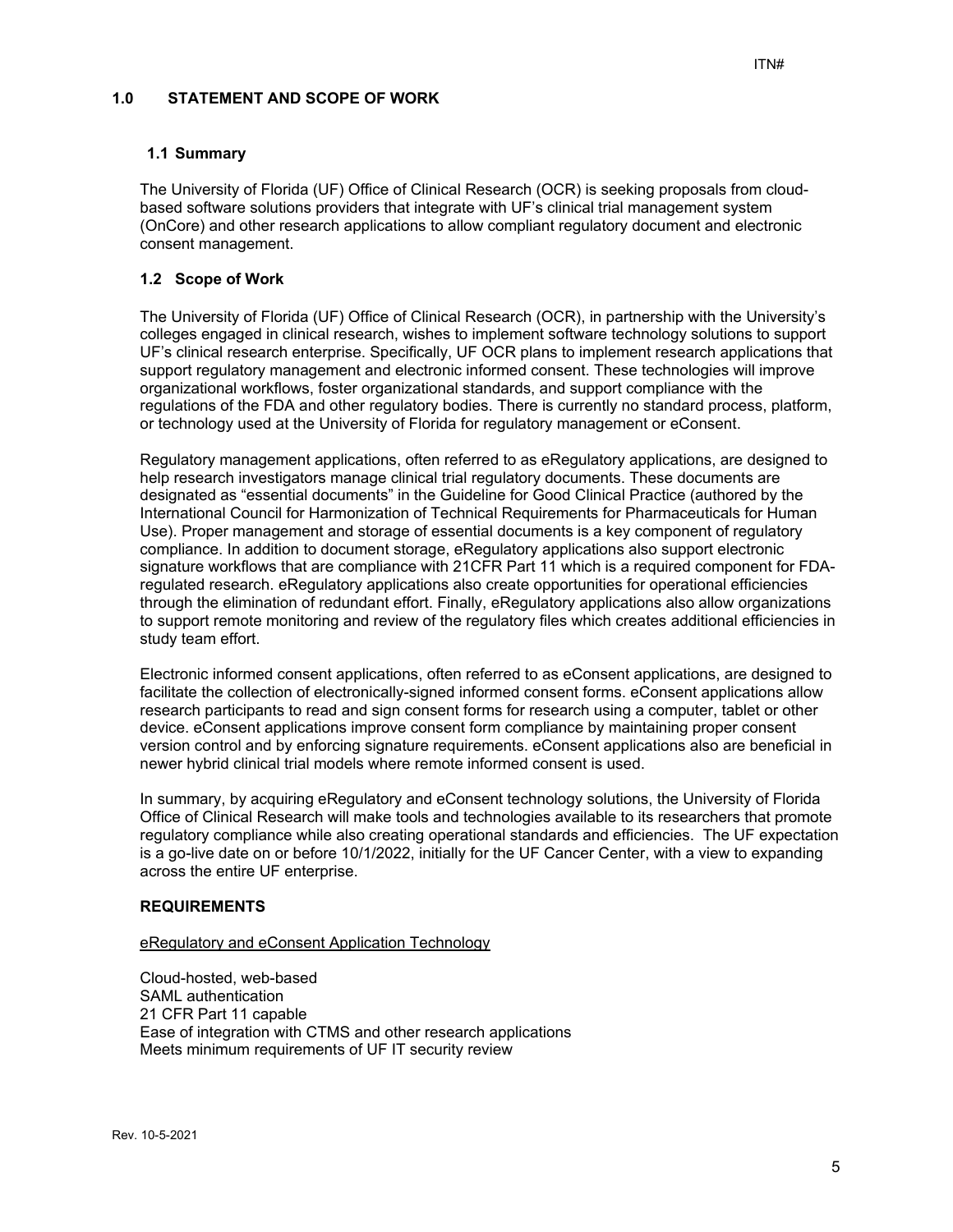## 1.0 STATEMENT AND SCOPE OF WORK

### 1.1 Summary

The University of Florida (UF) Office of Clinical Research (OCR) is seeking proposals from cloud-based software solutions providers that integrate with UF's clinical trial management system (OnCore) and other research applications to allow compliant regulatory document and electronic consent management.

### 1.2 Scope of Work

The University of Florida (UF) Office of Clinical Research (OCR), in partnership with the University's colleges engaged in clinical research, wishes to implement software technology solutions to support UF's clinical research enterprise. Specifically, UF OCR plans to implement research applications that support regulatory management and electronic informed consent. These technologies will improve organizational workflows, foster organizational standards, and support compliance with the regulations of the FDA and other regulatory bodies. There is currently no standard process, platform, or technology used at the University of Florida for regulatory management or eConsent.

Regulatory management applications, often referred to as eRegulatory applications, are designed to help research investigators manage clinical trial regulatory documents. These documents are designated as "essential documents" in the Guideline for Good Clinical Practice (authored by the International Council for Harmonization of Technical Requirements for Pharmaceuticals for Human Use). Proper management and storage of essential documents is a key component of regulatory compliance. In addition to document storage, eRegulatory applications also support electronic signature workflows that are compliance with 21CFR Part 11 which is a required component for FDA-regulated research. eRegulatory applications also create opportunities for operational efficiencies through the elimination of redundant effort. Finally, eRegulatory applications also allow organizations to support remote monitoring and review of the regulatory files which creates additional efficiencies in study team effort.

Electronic informed consent applications, often referred to as eConsent applications, are designed to facilitate the collection of electronically-signed informed consent forms. eConsent applications allow research participants to read and sign consent forms for research using a computer, tablet or other device. eConsent applications improve consent form compliance by maintaining proper consent version control and by enforcing signature requirements. eConsent applications also are beneficial in newer hybrid clinical trial models where remote informed consent is used.

In summary, by acquiring eRegulatory and eConsent technology solutions, the University of Florida Office of Clinical Research will make tools and technologies available to its researchers that promote regulatory compliance while also creating operational standards and efficiencies. The UF expectation is a go-live date on or before 10/1/2022, initially for the UF Cancer Center, with a view to expanding across the entire UF enterprise.

**REQUIREMENTS**

eRegulatory and eConsent Application Technology

Cloud-hosted, web-based
SAML authentication
21 CFR Part 11 capable
Ease of integration with CTMS and other research applications
Meets minimum requirements of UF IT security review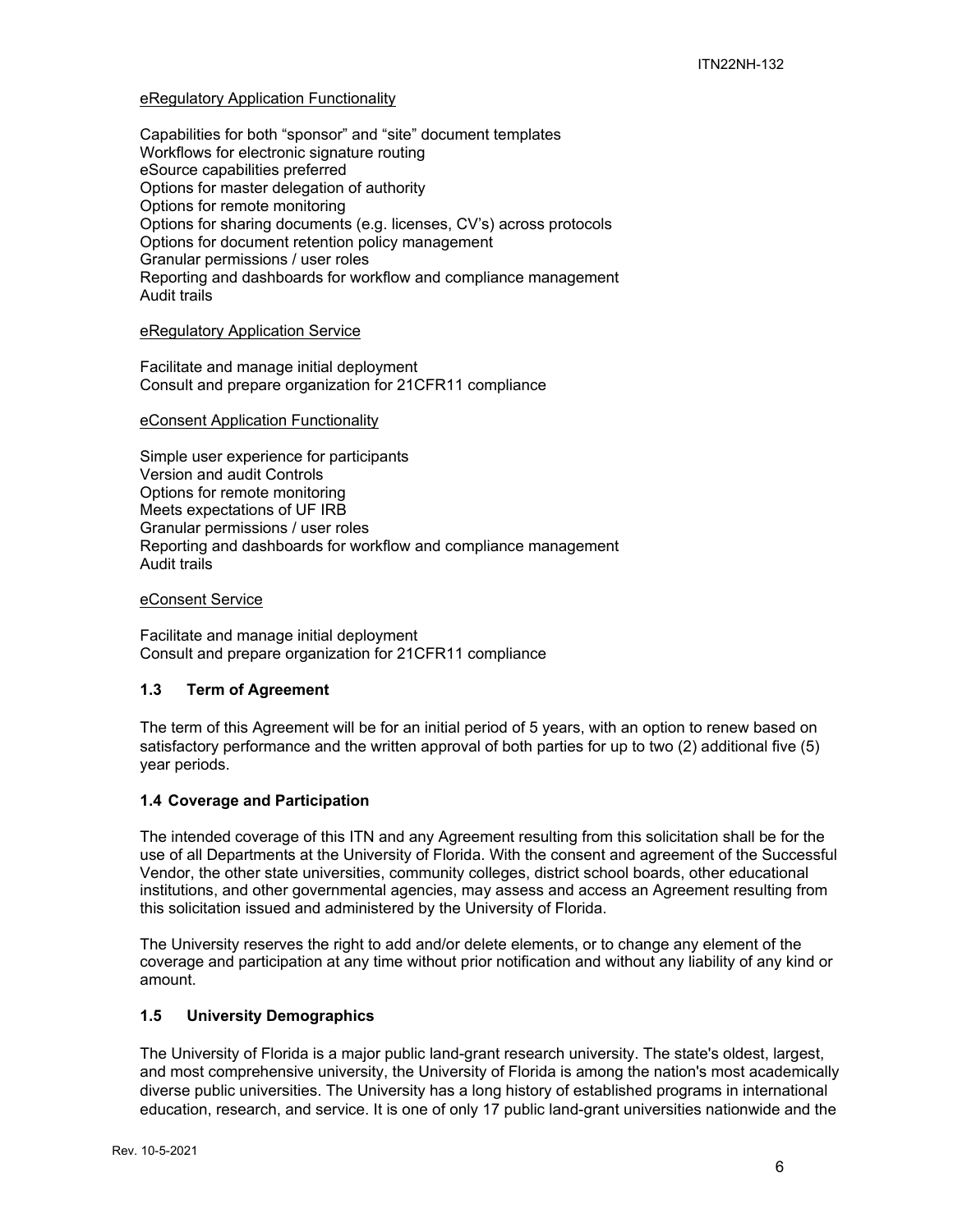eRegulatory Application Functionality

Capabilities for both "sponsor" and "site" document templates
Workflows for electronic signature routing
eSource capabilities preferred
Options for master delegation of authority
Options for remote monitoring
Options for sharing documents (e.g. licenses, CV's) across protocols
Options for document retention policy management
Granular permissions / user roles
Reporting and dashboards for workflow and compliance management
Audit trails

eRegulatory Application Service

Facilitate and manage initial deployment
Consult and prepare organization for 21CFR11 compliance

eConsent Application Functionality

Simple user experience for participants
Version and audit Controls
Options for remote monitoring
Meets expectations of UF IRB
Granular permissions / user roles
Reporting and dashboards for workflow and compliance management
Audit trails

eConsent Service

Facilitate and manage initial deployment
Consult and prepare organization for 21CFR11 compliance

### 1.3 Term of Agreement

The term of this Agreement will be for an initial period of 5 years, with an option to renew based on satisfactory performance and the written approval of both parties for up to two (2) additional five (5) year periods.

### 1.4 Coverage and Participation

The intended coverage of this ITN and any Agreement resulting from this solicitation shall be for the use of all Departments at the University of Florida. With the consent and agreement of the Successful Vendor, the other state universities, community colleges, district school boards, other educational institutions, and other governmental agencies, may assess and access an Agreement resulting from this solicitation issued and administered by the University of Florida.

The University reserves the right to add and/or delete elements, or to change any element of the coverage and participation at any time without prior notification and without any liability of any kind or amount.

### 1.5 University Demographics

The University of Florida is a major public land-grant research university. The state's oldest, largest, and most comprehensive university, the University of Florida is among the nation's most academically diverse public universities. The University has a long history of established programs in international education, research, and service. It is one of only 17 public land-grant universities nationwide and the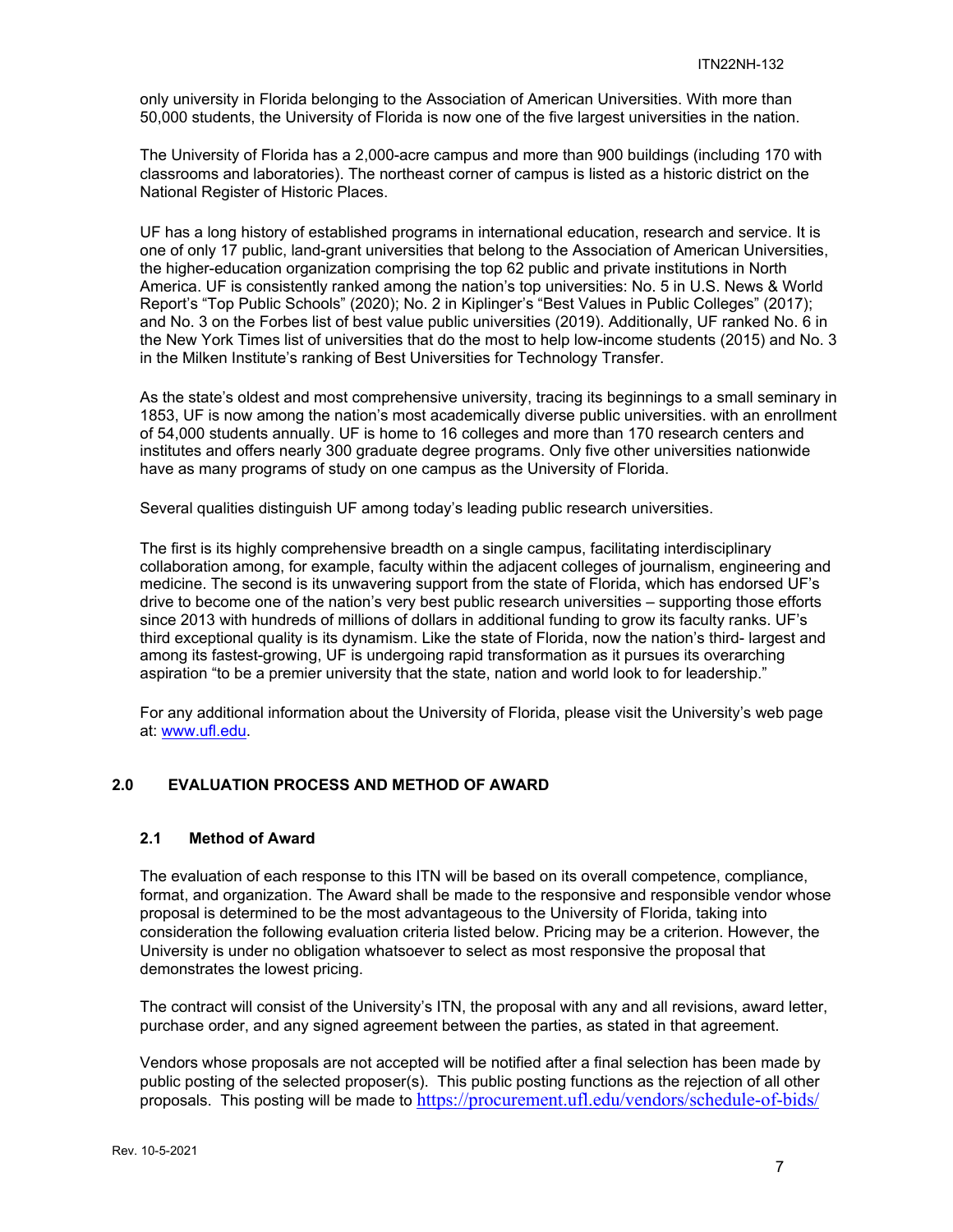only university in Florida belonging to the Association of American Universities. With more than 50,000 students, the University of Florida is now one of the five largest universities in the nation.

The University of Florida has a 2,000-acre campus and more than 900 buildings (including 170 with classrooms and laboratories). The northeast corner of campus is listed as a historic district on the National Register of Historic Places.

UF has a long history of established programs in international education, research and service. It is one of only 17 public, land-grant universities that belong to the Association of American Universities, the higher-education organization comprising the top 62 public and private institutions in North America. UF is consistently ranked among the nation's top universities: No. 5 in U.S. News & World Report's "Top Public Schools" (2020); No. 2 in Kiplinger's "Best Values in Public Colleges" (2017); and No. 3 on the Forbes list of best value public universities (2019). Additionally, UF ranked No. 6 in the New York Times list of universities that do the most to help low-income students (2015) and No. 3 in the Milken Institute's ranking of Best Universities for Technology Transfer.

As the state's oldest and most comprehensive university, tracing its beginnings to a small seminary in 1853, UF is now among the nation's most academically diverse public universities. with an enrollment of 54,000 students annually. UF is home to 16 colleges and more than 170 research centers and institutes and offers nearly 300 graduate degree programs. Only five other universities nationwide have as many programs of study on one campus as the University of Florida.

Several qualities distinguish UF among today's leading public research universities.

The first is its highly comprehensive breadth on a single campus, facilitating interdisciplinary collaboration among, for example, faculty within the adjacent colleges of journalism, engineering and medicine. The second is its unwavering support from the state of Florida, which has endorsed UF's drive to become one of the nation's very best public research universities – supporting those efforts since 2013 with hundreds of millions of dollars in additional funding to grow its faculty ranks. UF's third exceptional quality is its dynamism. Like the state of Florida, now the nation's third- largest and among its fastest-growing, UF is undergoing rapid transformation as it pursues its overarching aspiration "to be a premier university that the state, nation and world look to for leadership."

For any additional information about the University of Florida, please visit the University's web page at: www.ufl.edu.

## 2.0 EVALUATION PROCESS AND METHOD OF AWARD

### 2.1 Method of Award

The evaluation of each response to this ITN will be based on its overall competence, compliance, format, and organization. The Award shall be made to the responsive and responsible vendor whose proposal is determined to be the most advantageous to the University of Florida, taking into consideration the following evaluation criteria listed below. Pricing may be a criterion. However, the University is under no obligation whatsoever to select as most responsive the proposal that demonstrates the lowest pricing.

The contract will consist of the University's ITN, the proposal with any and all revisions, award letter, purchase order, and any signed agreement between the parties, as stated in that agreement.

Vendors whose proposals are not accepted will be notified after a final selection has been made by public posting of the selected proposer(s). This public posting functions as the rejection of all other proposals. This posting will be made to https://procurement.ufl.edu/vendors/schedule-of-bids/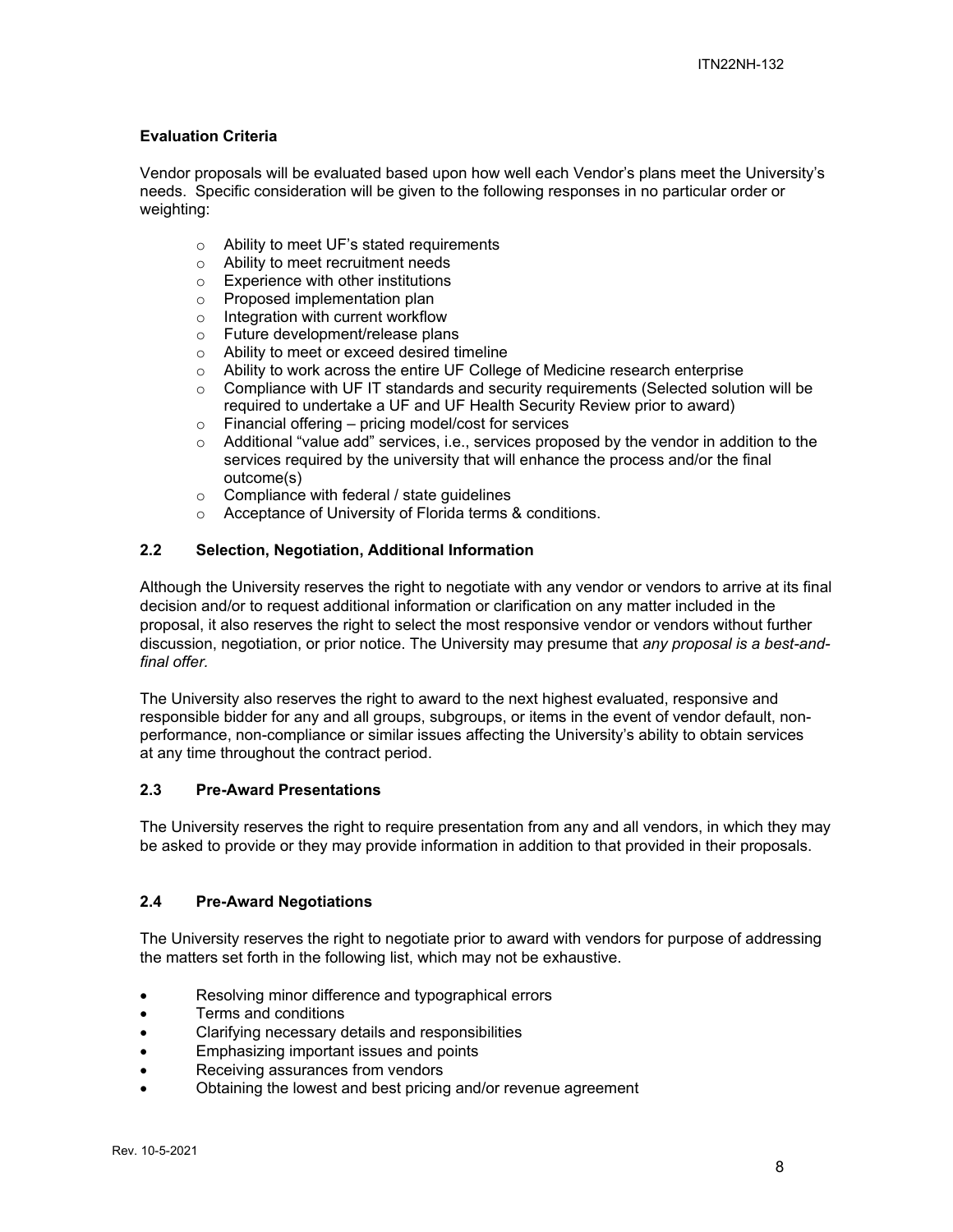**Evaluation Criteria**

Vendor proposals will be evaluated based upon how well each Vendor's plans meet the University's needs. Specific consideration will be given to the following responses in no particular order or weighting:

- Ability to meet UF's stated requirements
- Ability to meet recruitment needs
- Experience with other institutions
- Proposed implementation plan
- Integration with current workflow
- Future development/release plans
- Ability to meet or exceed desired timeline
- Ability to work across the entire UF College of Medicine research enterprise
- Compliance with UF IT standards and security requirements (Selected solution will be required to undertake a UF and UF Health Security Review prior to award)
- Financial offering – pricing model/cost for services
- Additional "value add" services, i.e., services proposed by the vendor in addition to the services required by the university that will enhance the process and/or the final outcome(s)
- Compliance with federal / state guidelines
- Acceptance of University of Florida terms & conditions.

### 2.2 Selection, Negotiation, Additional Information

Although the University reserves the right to negotiate with any vendor or vendors to arrive at its final decision and/or to request additional information or clarification on any matter included in the proposal, it also reserves the right to select the most responsive vendor or vendors without further discussion, negotiation, or prior notice. The University may presume that *any proposal is a best-and-final offer*.

The University also reserves the right to award to the next highest evaluated, responsive and responsible bidder for any and all groups, subgroups, or items in the event of vendor default, non-performance, non-compliance or similar issues affecting the University's ability to obtain services at any time throughout the contract period.

### 2.3 Pre-Award Presentations

The University reserves the right to require presentation from any and all vendors, in which they may be asked to provide or they may provide information in addition to that provided in their proposals.

### 2.4 Pre-Award Negotiations

The University reserves the right to negotiate prior to award with vendors for purpose of addressing the matters set forth in the following list, which may not be exhaustive.

- Resolving minor difference and typographical errors
- Terms and conditions
- Clarifying necessary details and responsibilities
- Emphasizing important issues and points
- Receiving assurances from vendors
- Obtaining the lowest and best pricing and/or revenue agreement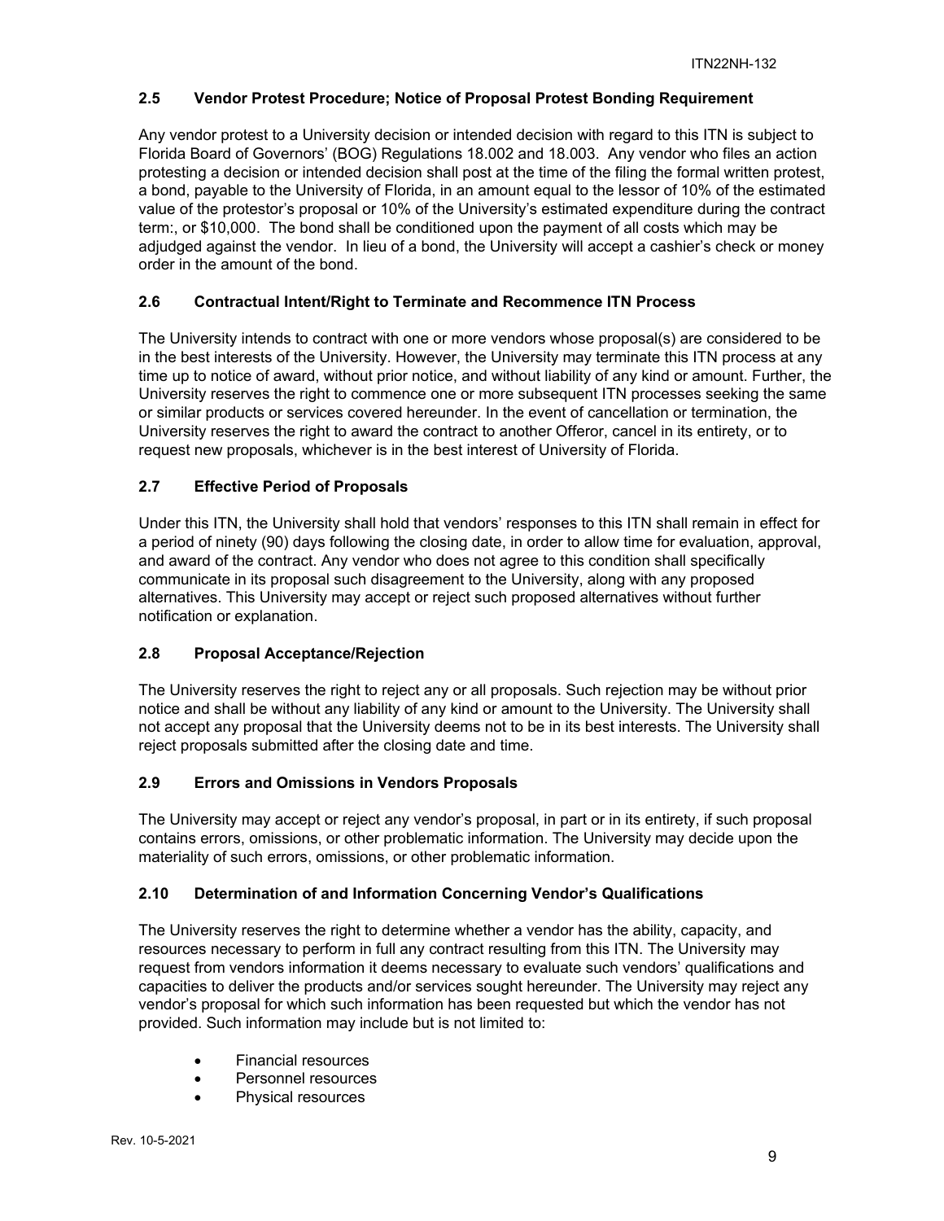### 2.5 Vendor Protest Procedure; Notice of Proposal Protest Bonding Requirement

Any vendor protest to a University decision or intended decision with regard to this ITN is subject to Florida Board of Governors' (BOG) Regulations 18.002 and 18.003. Any vendor who files an action protesting a decision or intended decision shall post at the time of the filing the formal written protest, a bond, payable to the University of Florida, in an amount equal to the lessor of 10% of the estimated value of the protestor's proposal or 10% of the University's estimated expenditure during the contract term:, or $10,000. The bond shall be conditioned upon the payment of all costs which may be adjudged against the vendor. In lieu of a bond, the University will accept a cashier's check or money order in the amount of the bond.

### 2.6 Contractual Intent/Right to Terminate and Recommence ITN Process

The University intends to contract with one or more vendors whose proposal(s) are considered to be in the best interests of the University. However, the University may terminate this ITN process at any time up to notice of award, without prior notice, and without liability of any kind or amount. Further, the University reserves the right to commence one or more subsequent ITN processes seeking the same or similar products or services covered hereunder. In the event of cancellation or termination, the University reserves the right to award the contract to another Offeror, cancel in its entirety, or to request new proposals, whichever is in the best interest of University of Florida.

### 2.7 Effective Period of Proposals

Under this ITN, the University shall hold that vendors' responses to this ITN shall remain in effect for a period of ninety (90) days following the closing date, in order to allow time for evaluation, approval, and award of the contract. Any vendor who does not agree to this condition shall specifically communicate in its proposal such disagreement to the University, along with any proposed alternatives. This University may accept or reject such proposed alternatives without further notification or explanation.

### 2.8 Proposal Acceptance/Rejection

The University reserves the right to reject any or all proposals. Such rejection may be without prior notice and shall be without any liability of any kind or amount to the University. The University shall not accept any proposal that the University deems not to be in its best interests. The University shall reject proposals submitted after the closing date and time.

### 2.9 Errors and Omissions in Vendors Proposals

The University may accept or reject any vendor's proposal, in part or in its entirety, if such proposal contains errors, omissions, or other problematic information. The University may decide upon the materiality of such errors, omissions, or other problematic information.

### 2.10 Determination of and Information Concerning Vendor's Qualifications

The University reserves the right to determine whether a vendor has the ability, capacity, and resources necessary to perform in full any contract resulting from this ITN. The University may request from vendors information it deems necessary to evaluate such vendors' qualifications and capacities to deliver the products and/or services sought hereunder. The University may reject any vendor's proposal for which such information has been requested but which the vendor has not provided. Such information may include but is not limited to:

- Financial resources
- Personnel resources
- Physical resources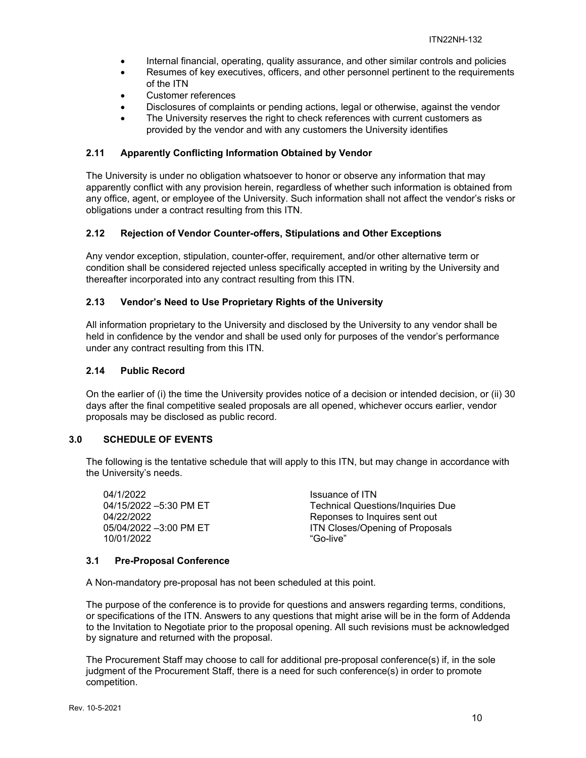- Internal financial, operating, quality assurance, and other similar controls and policies
- Resumes of key executives, officers, and other personnel pertinent to the requirements of the ITN
- Customer references
- Disclosures of complaints or pending actions, legal or otherwise, against the vendor
- The University reserves the right to check references with current customers as provided by the vendor and with any customers the University identifies

### 2.11 Apparently Conflicting Information Obtained by Vendor

The University is under no obligation whatsoever to honor or observe any information that may apparently conflict with any provision herein, regardless of whether such information is obtained from any office, agent, or employee of the University. Such information shall not affect the vendor's risks or obligations under a contract resulting from this ITN.

### 2.12 Rejection of Vendor Counter-offers, Stipulations and Other Exceptions

Any vendor exception, stipulation, counter-offer, requirement, and/or other alternative term or condition shall be considered rejected unless specifically accepted in writing by the University and thereafter incorporated into any contract resulting from this ITN.

### 2.13 Vendor's Need to Use Proprietary Rights of the University

All information proprietary to the University and disclosed by the University to any vendor shall be held in confidence by the vendor and shall be used only for purposes of the vendor's performance under any contract resulting from this ITN.

### 2.14 Public Record

On the earlier of (i) the time the University provides notice of a decision or intended decision, or (ii) 30 days after the final competitive sealed proposals are all opened, whichever occurs earlier, vendor proposals may be disclosed as public record.

## 3.0 SCHEDULE OF EVENTS

The following is the tentative schedule that will apply to this ITN, but may change in accordance with the University's needs.

| | |
|---|---|
| 04/1/2022 | Issuance of ITN |
| 04/15/2022 –5:30 PM ET | Technical Questions/Inquiries Due |
| 04/22/2022 | Reponses to Inquires sent out |
| 05/04/2022 –3:00 PM ET | ITN Closes/Opening of Proposals |
| 10/01/2022 | "Go-live" |

### 3.1 Pre-Proposal Conference

A Non-mandatory pre-proposal has not been scheduled at this point.

The purpose of the conference is to provide for questions and answers regarding terms, conditions, or specifications of the ITN. Answers to any questions that might arise will be in the form of Addenda to the Invitation to Negotiate prior to the proposal opening. All such revisions must be acknowledged by signature and returned with the proposal.

The Procurement Staff may choose to call for additional pre-proposal conference(s) if, in the sole judgment of the Procurement Staff, there is a need for such conference(s) in order to promote competition.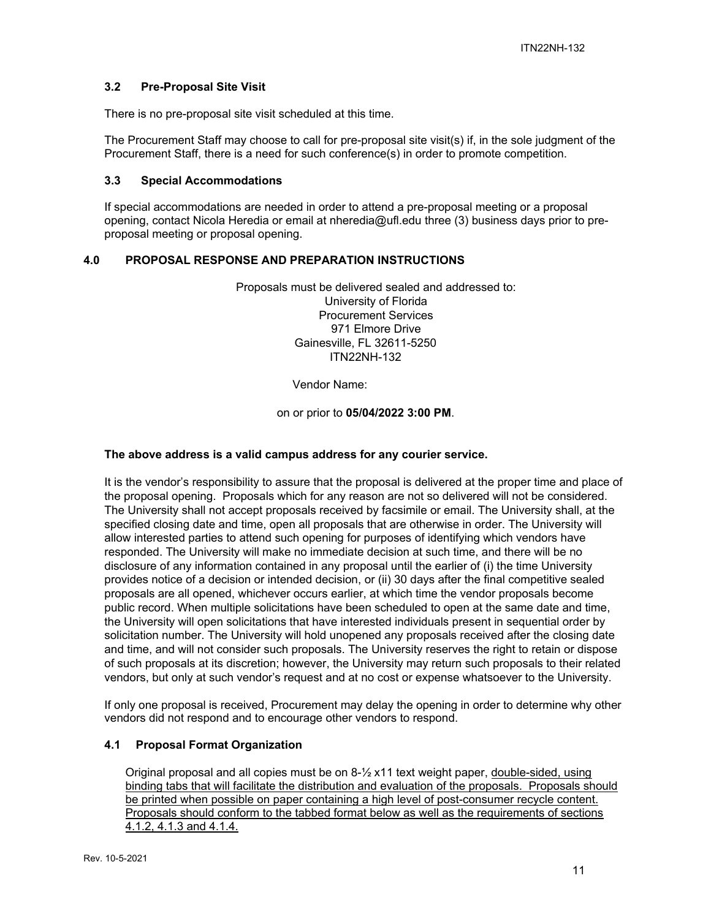### 3.2 Pre-Proposal Site Visit

There is no pre-proposal site visit scheduled at this time.

The Procurement Staff may choose to call for pre-proposal site visit(s) if, in the sole judgment of the Procurement Staff, there is a need for such conference(s) in order to promote competition.

### 3.3 Special Accommodations

If special accommodations are needed in order to attend a pre-proposal meeting or a proposal opening, contact Nicola Heredia or email at nheredia@ufl.edu three (3) business days prior to pre-proposal meeting or proposal opening.

## 4.0 PROPOSAL RESPONSE AND PREPARATION INSTRUCTIONS

Proposals must be delivered sealed and addressed to:
University of Florida
Procurement Services
971 Elmore Drive
Gainesville, FL 32611-5250
ITN22NH-132

Vendor Name:

on or prior to **05/04/2022 3:00 PM**.

**The above address is a valid campus address for any courier service.**

It is the vendor's responsibility to assure that the proposal is delivered at the proper time and place of the proposal opening. Proposals which for any reason are not so delivered will not be considered. The University shall not accept proposals received by facsimile or email. The University shall, at the specified closing date and time, open all proposals that are otherwise in order. The University will allow interested parties to attend such opening for purposes of identifying which vendors have responded. The University will make no immediate decision at such time, and there will be no disclosure of any information contained in any proposal until the earlier of (i) the time University provides notice of a decision or intended decision, or (ii) 30 days after the final competitive sealed proposals are all opened, whichever occurs earlier, at which time the vendor proposals become public record. When multiple solicitations have been scheduled to open at the same date and time, the University will open solicitations that have interested individuals present in sequential order by solicitation number. The University will hold unopened any proposals received after the closing date and time, and will not consider such proposals. The University reserves the right to retain or dispose of such proposals at its discretion; however, the University may return such proposals to their related vendors, but only at such vendor's request and at no cost or expense whatsoever to the University.

If only one proposal is received, Procurement may delay the opening in order to determine why other vendors did not respond and to encourage other vendors to respond.

### 4.1 Proposal Format Organization

Original proposal and all copies must be on 8-½ x11 text weight paper, double-sided, using binding tabs that will facilitate the distribution and evaluation of the proposals. Proposals should be printed when possible on paper containing a high level of post-consumer recycle content. Proposals should conform to the tabbed format below as well as the requirements of sections 4.1.2, 4.1.3 and 4.1.4.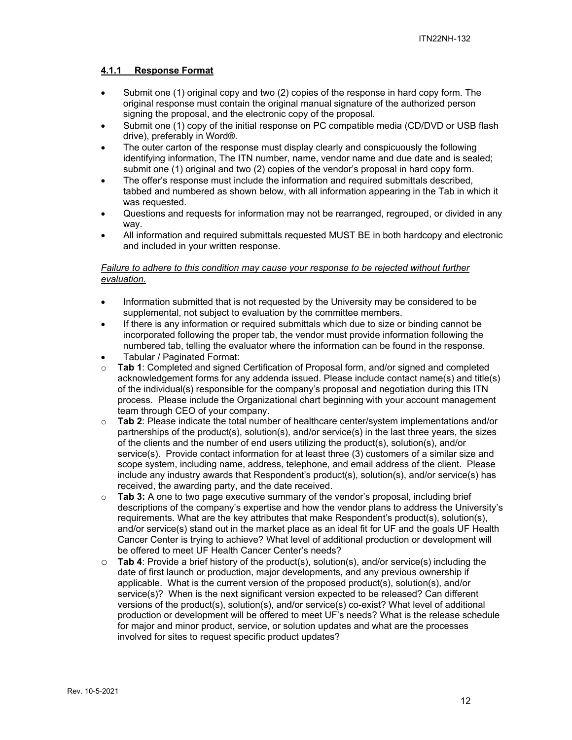### 4.1.1 Response Format

- Submit one (1) original copy and two (2) copies of the response in hard copy form. The original response must contain the original manual signature of the authorized person signing the proposal, and the electronic copy of the proposal.
- Submit one (1) copy of the initial response on PC compatible media (CD/DVD or USB flash drive), preferably in Word®.
- The outer carton of the response must display clearly and conspicuously the following identifying information, The ITN number, name, vendor name and due date and is sealed; submit one (1) original and two (2) copies of the vendor's proposal in hard copy form.
- The offer's response must include the information and required submittals described, tabbed and numbered as shown below, with all information appearing in the Tab in which it was requested.
- Questions and requests for information may not be rearranged, regrouped, or divided in any way.
- All information and required submittals requested MUST BE in both hardcopy and electronic and included in your written response.

*Failure to adhere to this condition may cause your response to be rejected without further evaluation.*

- Information submitted that is not requested by the University may be considered to be supplemental, not subject to evaluation by the committee members.
- If there is any information or required submittals which due to size or binding cannot be incorporated following the proper tab, the vendor must provide information following the numbered tab, telling the evaluator where the information can be found in the response.
- Tabular / Paginated Format:
  - **Tab 1**: Completed and signed Certification of Proposal form, and/or signed and completed acknowledgement forms for any addenda issued. Please include contact name(s) and title(s) of the individual(s) responsible for the company's proposal and negotiation during this ITN process. Please include the Organizational chart beginning with your account management team through CEO of your company.
  - **Tab 2**: Please indicate the total number of healthcare center/system implementations and/or partnerships of the product(s), solution(s), and/or service(s) in the last three years, the sizes of the clients and the number of end users utilizing the product(s), solution(s), and/or service(s). Provide contact information for at least three (3) customers of a similar size and scope system, including name, address, telephone, and email address of the client. Please include any industry awards that Respondent's product(s), solution(s), and/or service(s) has received, the awarding party, and the date received.
  - **Tab 3:** A one to two page executive summary of the vendor's proposal, including brief descriptions of the company's expertise and how the vendor plans to address the University's requirements. What are the key attributes that make Respondent's product(s), solution(s), and/or service(s) stand out in the market place as an ideal fit for UF and the goals UF Health Cancer Center is trying to achieve? What level of additional production or development will be offered to meet UF Health Cancer Center's needs?
  - **Tab 4**: Provide a brief history of the product(s), solution(s), and/or service(s) including the date of first launch or production, major developments, and any previous ownership if applicable. What is the current version of the proposed product(s), solution(s), and/or service(s)? When is the next significant version expected to be released? Can different versions of the product(s), solution(s), and/or service(s) co-exist? What level of additional production or development will be offered to meet UF's needs? What is the release schedule for major and minor product, service, or solution updates and what are the processes involved for sites to request specific product updates?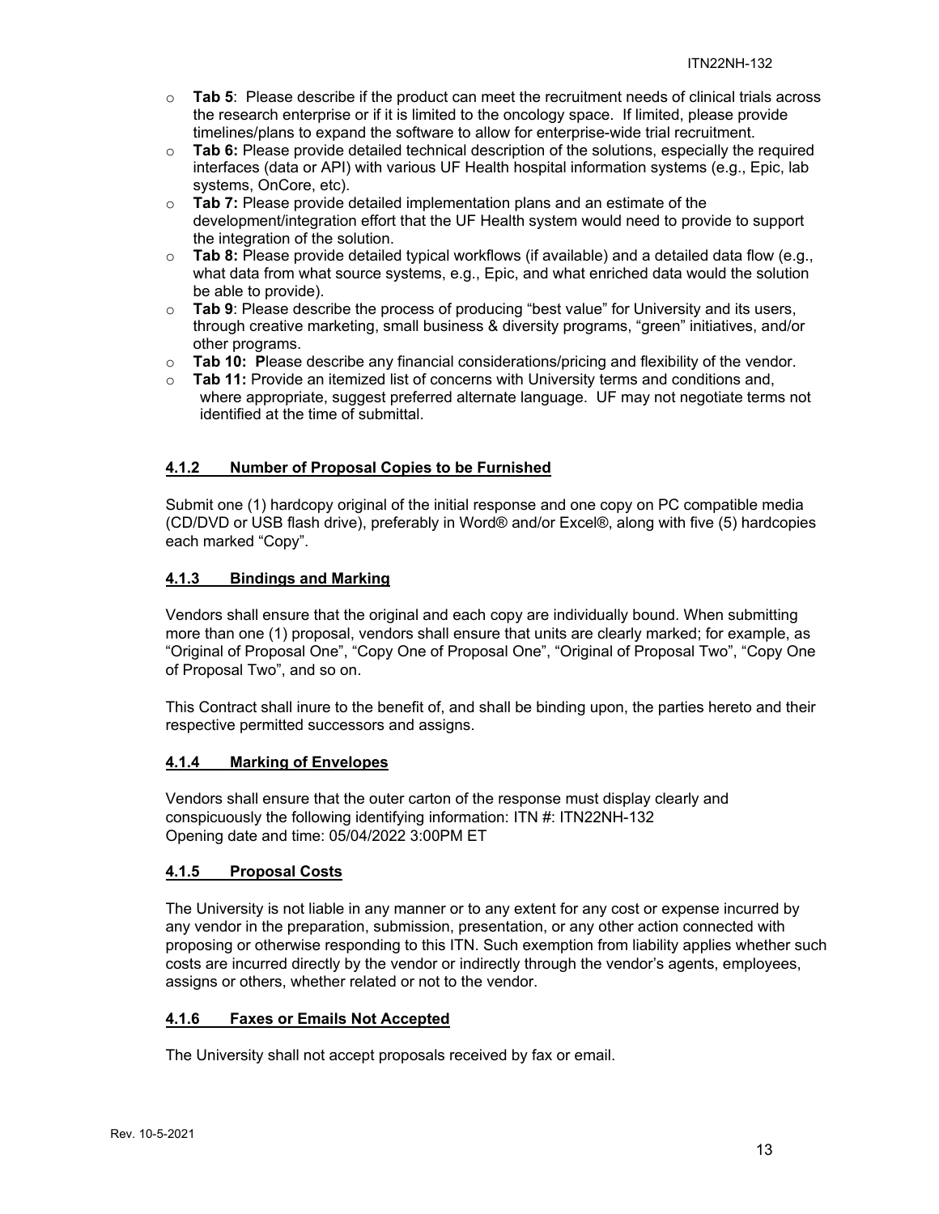- **Tab 5**: Please describe if the product can meet the recruitment needs of clinical trials across the research enterprise or if it is limited to the oncology space. If limited, please provide timelines/plans to expand the software to allow for enterprise-wide trial recruitment.
- **Tab 6:** Please provide detailed technical description of the solutions, especially the required interfaces (data or API) with various UF Health hospital information systems (e.g., Epic, lab systems, OnCore, etc).
- **Tab 7:** Please provide detailed implementation plans and an estimate of the development/integration effort that the UF Health system would need to provide to support the integration of the solution.
- **Tab 8:** Please provide detailed typical workflows (if available) and a detailed data flow (e.g., what data from what source systems, e.g., Epic, and what enriched data would the solution be able to provide).
- **Tab 9**: Please describe the process of producing "best value" for University and its users, through creative marketing, small business & diversity programs, "green" initiatives, and/or other programs.
- **Tab 10: P**lease describe any financial considerations/pricing and flexibility of the vendor.
- **Tab 11:** Provide an itemized list of concerns with University terms and conditions and, where appropriate, suggest preferred alternate language. UF may not negotiate terms not identified at the time of submittal.

#### 4.1.2 Number of Proposal Copies to be Furnished

Submit one (1) hardcopy original of the initial response and one copy on PC compatible media (CD/DVD or USB flash drive), preferably in Word® and/or Excel®, along with five (5) hardcopies each marked "Copy".

#### 4.1.3 Bindings and Marking

Vendors shall ensure that the original and each copy are individually bound. When submitting more than one (1) proposal, vendors shall ensure that units are clearly marked; for example, as "Original of Proposal One", "Copy One of Proposal One", "Original of Proposal Two", "Copy One of Proposal Two", and so on.

This Contract shall inure to the benefit of, and shall be binding upon, the parties hereto and their respective permitted successors and assigns.

#### 4.1.4 Marking of Envelopes

Vendors shall ensure that the outer carton of the response must display clearly and conspicuously the following identifying information: ITN #: ITN22NH-132
Opening date and time: 05/04/2022 3:00PM ET

#### 4.1.5 Proposal Costs

The University is not liable in any manner or to any extent for any cost or expense incurred by any vendor in the preparation, submission, presentation, or any other action connected with proposing or otherwise responding to this ITN. Such exemption from liability applies whether such costs are incurred directly by the vendor or indirectly through the vendor's agents, employees, assigns or others, whether related or not to the vendor.

#### 4.1.6 Faxes or Emails Not Accepted

The University shall not accept proposals received by fax or email.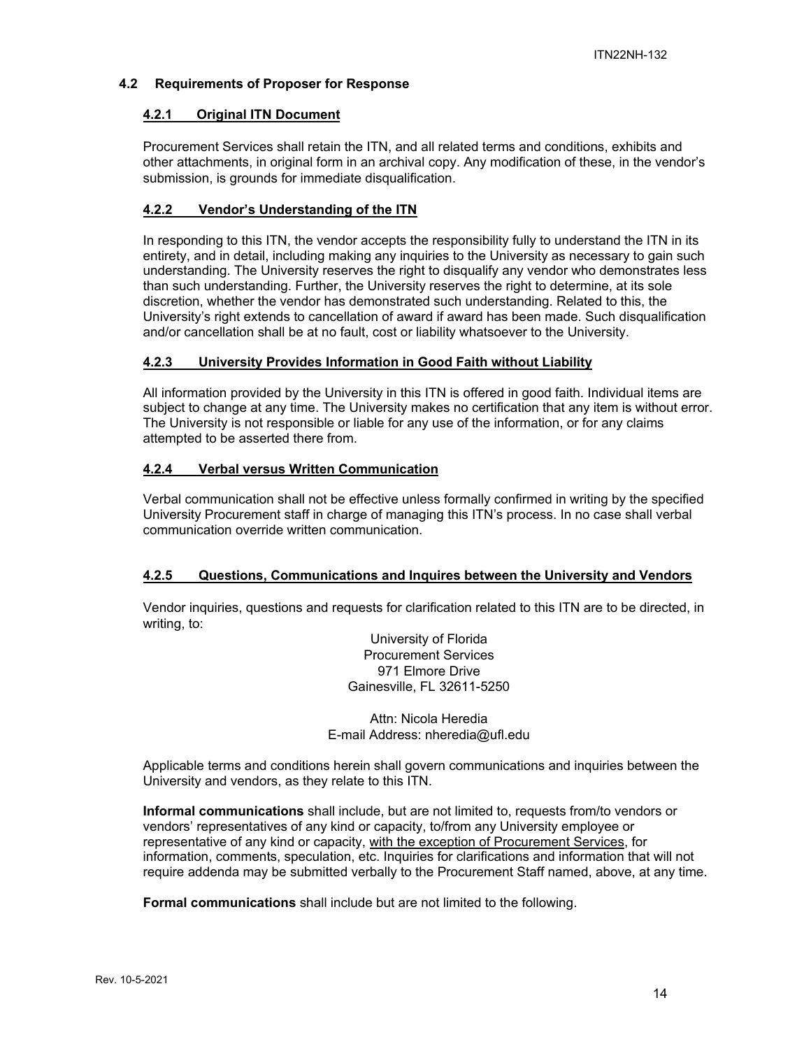## 4.2 Requirements of Proposer for Response

### 4.2.1 Original ITN Document

Procurement Services shall retain the ITN, and all related terms and conditions, exhibits and other attachments, in original form in an archival copy. Any modification of these, in the vendor's submission, is grounds for immediate disqualification.

### 4.2.2 Vendor's Understanding of the ITN

In responding to this ITN, the vendor accepts the responsibility fully to understand the ITN in its entirety, and in detail, including making any inquiries to the University as necessary to gain such understanding. The University reserves the right to disqualify any vendor who demonstrates less than such understanding. Further, the University reserves the right to determine, at its sole discretion, whether the vendor has demonstrated such understanding. Related to this, the University's right extends to cancellation of award if award has been made. Such disqualification and/or cancellation shall be at no fault, cost or liability whatsoever to the University.

### 4.2.3 University Provides Information in Good Faith without Liability

All information provided by the University in this ITN is offered in good faith. Individual items are subject to change at any time. The University makes no certification that any item is without error. The University is not responsible or liable for any use of the information, or for any claims attempted to be asserted there from.

### 4.2.4 Verbal versus Written Communication

Verbal communication shall not be effective unless formally confirmed in writing by the specified University Procurement staff in charge of managing this ITN's process. In no case shall verbal communication override written communication.

### 4.2.5 Questions, Communications and Inquires between the University and Vendors

Vendor inquiries, questions and requests for clarification related to this ITN are to be directed, in writing, to:

University of Florida
Procurement Services
971 Elmore Drive
Gainesville, FL 32611-5250

Attn: Nicola Heredia
E-mail Address: nheredia@ufl.edu

Applicable terms and conditions herein shall govern communications and inquiries between the University and vendors, as they relate to this ITN.

**Informal communications** shall include, but are not limited to, requests from/to vendors or vendors' representatives of any kind or capacity, to/from any University employee or representative of any kind or capacity, with the exception of Procurement Services, for information, comments, speculation, etc. Inquiries for clarifications and information that will not require addenda may be submitted verbally to the Procurement Staff named, above, at any time.

**Formal communications** shall include but are not limited to the following.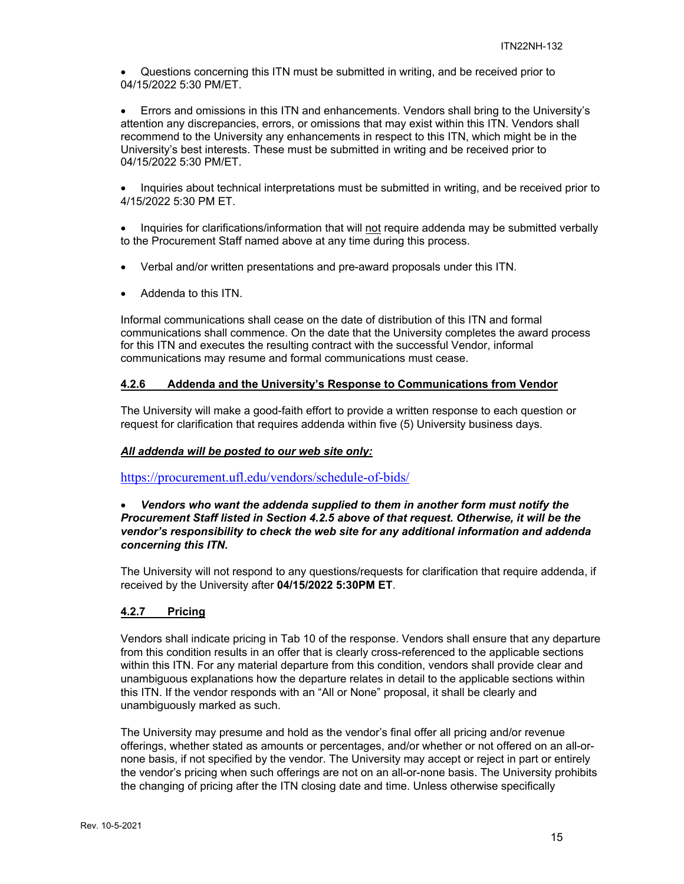- Questions concerning this ITN must be submitted in writing, and be received prior to 04/15/2022 5:30 PM/ET.

- Errors and omissions in this ITN and enhancements. Vendors shall bring to the University's attention any discrepancies, errors, or omissions that may exist within this ITN. Vendors shall recommend to the University any enhancements in respect to this ITN, which might be in the University's best interests. These must be submitted in writing and be received prior to 04/15/2022 5:30 PM/ET.

- Inquiries about technical interpretations must be submitted in writing, and be received prior to 4/15/2022 5:30 PM ET.

- Inquiries for clarifications/information that will <u>not</u> require addenda may be submitted verbally to the Procurement Staff named above at any time during this process.

- Verbal and/or written presentations and pre-award proposals under this ITN.

- Addenda to this ITN.

Informal communications shall cease on the date of distribution of this ITN and formal communications shall commence. On the date that the University completes the award process for this ITN and executes the resulting contract with the successful Vendor, informal communications may resume and formal communications must cease.

#### 4.2.6 Addenda and the University's Response to Communications from Vendor

The University will make a good-faith effort to provide a written response to each question or request for clarification that requires addenda within five (5) University business days.

***<u>All addenda will be posted to our web site only:</u>***

https://procurement.ufl.edu/vendors/schedule-of-bids/

- ***Vendors who want the addenda supplied to them in another form must notify the Procurement Staff listed in Section 4.2.5 above of that request. Otherwise, it will be the vendor's responsibility to check the web site for any additional information and addenda concerning this ITN.***

The University will not respond to any questions/requests for clarification that require addenda, if received by the University after **04/15/2022 5:30PM ET**.

#### 4.2.7 Pricing

Vendors shall indicate pricing in Tab 10 of the response. Vendors shall ensure that any departure from this condition results in an offer that is clearly cross-referenced to the applicable sections within this ITN. For any material departure from this condition, vendors shall provide clear and unambiguous explanations how the departure relates in detail to the applicable sections within this ITN. If the vendor responds with an "All or None" proposal, it shall be clearly and unambiguously marked as such.

The University may presume and hold as the vendor's final offer all pricing and/or revenue offerings, whether stated as amounts or percentages, and/or whether or not offered on an all-or-none basis, if not specified by the vendor. The University may accept or reject in part or entirely the vendor's pricing when such offerings are not on an all-or-none basis. The University prohibits the changing of pricing after the ITN closing date and time. Unless otherwise specifically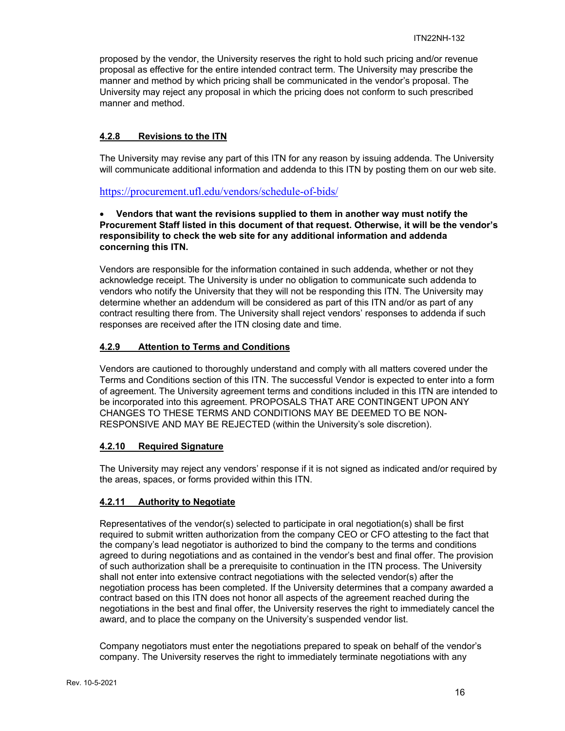proposed by the vendor, the University reserves the right to hold such pricing and/or revenue proposal as effective for the entire intended contract term. The University may prescribe the manner and method by which pricing shall be communicated in the vendor's proposal. The University may reject any proposal in which the pricing does not conform to such prescribed manner and method.

### 4.2.8 Revisions to the ITN

The University may revise any part of this ITN for any reason by issuing addenda. The University will communicate additional information and addenda to this ITN by posting them on our web site.

https://procurement.ufl.edu/vendors/schedule-of-bids/

- **Vendors that want the revisions supplied to them in another way must notify the Procurement Staff listed in this document of that request. Otherwise, it will be the vendor's responsibility to check the web site for any additional information and addenda concerning this ITN.**

Vendors are responsible for the information contained in such addenda, whether or not they acknowledge receipt. The University is under no obligation to communicate such addenda to vendors who notify the University that they will not be responding this ITN. The University may determine whether an addendum will be considered as part of this ITN and/or as part of any contract resulting there from. The University shall reject vendors' responses to addenda if such responses are received after the ITN closing date and time.

### 4.2.9 Attention to Terms and Conditions

Vendors are cautioned to thoroughly understand and comply with all matters covered under the Terms and Conditions section of this ITN. The successful Vendor is expected to enter into a form of agreement. The University agreement terms and conditions included in this ITN are intended to be incorporated into this agreement. PROPOSALS THAT ARE CONTINGENT UPON ANY CHANGES TO THESE TERMS AND CONDITIONS MAY BE DEEMED TO BE NON-RESPONSIVE AND MAY BE REJECTED (within the University's sole discretion).

### 4.2.10 Required Signature

The University may reject any vendors' response if it is not signed as indicated and/or required by the areas, spaces, or forms provided within this ITN.

### 4.2.11 Authority to Negotiate

Representatives of the vendor(s) selected to participate in oral negotiation(s) shall be first required to submit written authorization from the company CEO or CFO attesting to the fact that the company's lead negotiator is authorized to bind the company to the terms and conditions agreed to during negotiations and as contained in the vendor's best and final offer. The provision of such authorization shall be a prerequisite to continuation in the ITN process. The University shall not enter into extensive contract negotiations with the selected vendor(s) after the negotiation process has been completed. If the University determines that a company awarded a contract based on this ITN does not honor all aspects of the agreement reached during the negotiations in the best and final offer, the University reserves the right to immediately cancel the award, and to place the company on the University's suspended vendor list.

Company negotiators must enter the negotiations prepared to speak on behalf of the vendor's company. The University reserves the right to immediately terminate negotiations with any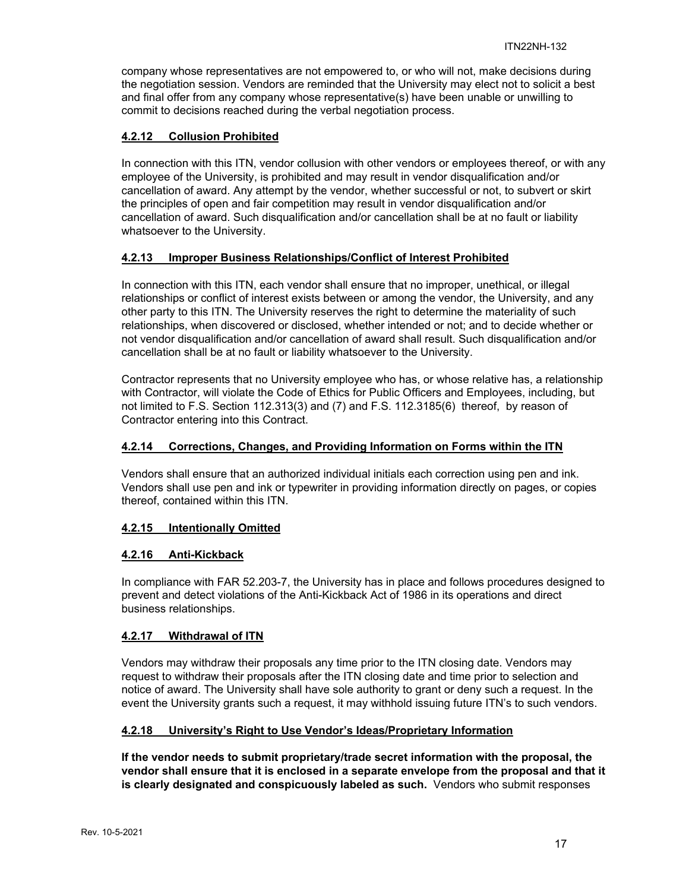company whose representatives are not empowered to, or who will not, make decisions during the negotiation session. Vendors are reminded that the University may elect not to solicit a best and final offer from any company whose representative(s) have been unable or unwilling to commit to decisions reached during the verbal negotiation process.

#### 4.2.12 Collusion Prohibited

In connection with this ITN, vendor collusion with other vendors or employees thereof, or with any employee of the University, is prohibited and may result in vendor disqualification and/or cancellation of award. Any attempt by the vendor, whether successful or not, to subvert or skirt the principles of open and fair competition may result in vendor disqualification and/or cancellation of award. Such disqualification and/or cancellation shall be at no fault or liability whatsoever to the University.

#### 4.2.13 Improper Business Relationships/Conflict of Interest Prohibited

In connection with this ITN, each vendor shall ensure that no improper, unethical, or illegal relationships or conflict of interest exists between or among the vendor, the University, and any other party to this ITN. The University reserves the right to determine the materiality of such relationships, when discovered or disclosed, whether intended or not; and to decide whether or not vendor disqualification and/or cancellation of award shall result. Such disqualification and/or cancellation shall be at no fault or liability whatsoever to the University.

Contractor represents that no University employee who has, or whose relative has, a relationship with Contractor, will violate the Code of Ethics for Public Officers and Employees, including, but not limited to F.S. Section 112.313(3) and (7) and F.S. 112.3185(6) thereof, by reason of Contractor entering into this Contract.

#### 4.2.14 Corrections, Changes, and Providing Information on Forms within the ITN

Vendors shall ensure that an authorized individual initials each correction using pen and ink. Vendors shall use pen and ink or typewriter in providing information directly on pages, or copies thereof, contained within this ITN.

#### 4.2.15 Intentionally Omitted

#### 4.2.16 Anti-Kickback

In compliance with FAR 52.203-7, the University has in place and follows procedures designed to prevent and detect violations of the Anti-Kickback Act of 1986 in its operations and direct business relationships.

#### 4.2.17 Withdrawal of ITN

Vendors may withdraw their proposals any time prior to the ITN closing date. Vendors may request to withdraw their proposals after the ITN closing date and time prior to selection and notice of award. The University shall have sole authority to grant or deny such a request. In the event the University grants such a request, it may withhold issuing future ITN's to such vendors.

#### 4.2.18 University's Right to Use Vendor's Ideas/Proprietary Information

**If the vendor needs to submit proprietary/trade secret information with the proposal, the vendor shall ensure that it is enclosed in a separate envelope from the proposal and that it is clearly designated and conspicuously labeled as such.** Vendors who submit responses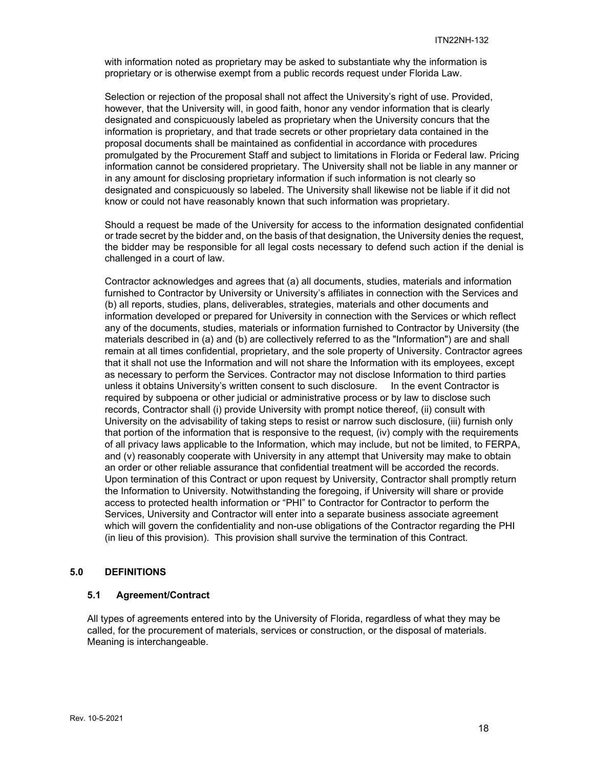with information noted as proprietary may be asked to substantiate why the information is proprietary or is otherwise exempt from a public records request under Florida Law.

Selection or rejection of the proposal shall not affect the University's right of use. Provided, however, that the University will, in good faith, honor any vendor information that is clearly designated and conspicuously labeled as proprietary when the University concurs that the information is proprietary, and that trade secrets or other proprietary data contained in the proposal documents shall be maintained as confidential in accordance with procedures promulgated by the Procurement Staff and subject to limitations in Florida or Federal law. Pricing information cannot be considered proprietary. The University shall not be liable in any manner or in any amount for disclosing proprietary information if such information is not clearly so designated and conspicuously so labeled. The University shall likewise not be liable if it did not know or could not have reasonably known that such information was proprietary.

Should a request be made of the University for access to the information designated confidential or trade secret by the bidder and, on the basis of that designation, the University denies the request, the bidder may be responsible for all legal costs necessary to defend such action if the denial is challenged in a court of law.

Contractor acknowledges and agrees that (a) all documents, studies, materials and information furnished to Contractor by University or University's affiliates in connection with the Services and (b) all reports, studies, plans, deliverables, strategies, materials and other documents and information developed or prepared for University in connection with the Services or which reflect any of the documents, studies, materials or information furnished to Contractor by University (the materials described in (a) and (b) are collectively referred to as the "Information") are and shall remain at all times confidential, proprietary, and the sole property of University. Contractor agrees that it shall not use the Information and will not share the Information with its employees, except as necessary to perform the Services. Contractor may not disclose Information to third parties unless it obtains University's written consent to such disclosure. In the event Contractor is required by subpoena or other judicial or administrative process or by law to disclose such records, Contractor shall (i) provide University with prompt notice thereof, (ii) consult with University on the advisability of taking steps to resist or narrow such disclosure, (iii) furnish only that portion of the information that is responsive to the request, (iv) comply with the requirements of all privacy laws applicable to the Information, which may include, but not be limited, to FERPA, and (v) reasonably cooperate with University in any attempt that University may make to obtain an order or other reliable assurance that confidential treatment will be accorded the records. Upon termination of this Contract or upon request by University, Contractor shall promptly return the Information to University. Notwithstanding the foregoing, if University will share or provide access to protected health information or "PHI" to Contractor for Contractor to perform the Services, University and Contractor will enter into a separate business associate agreement which will govern the confidentiality and non-use obligations of the Contractor regarding the PHI (in lieu of this provision). This provision shall survive the termination of this Contract.

## 5.0 DEFINITIONS

### 5.1 Agreement/Contract

All types of agreements entered into by the University of Florida, regardless of what they may be called, for the procurement of materials, services or construction, or the disposal of materials. Meaning is interchangeable.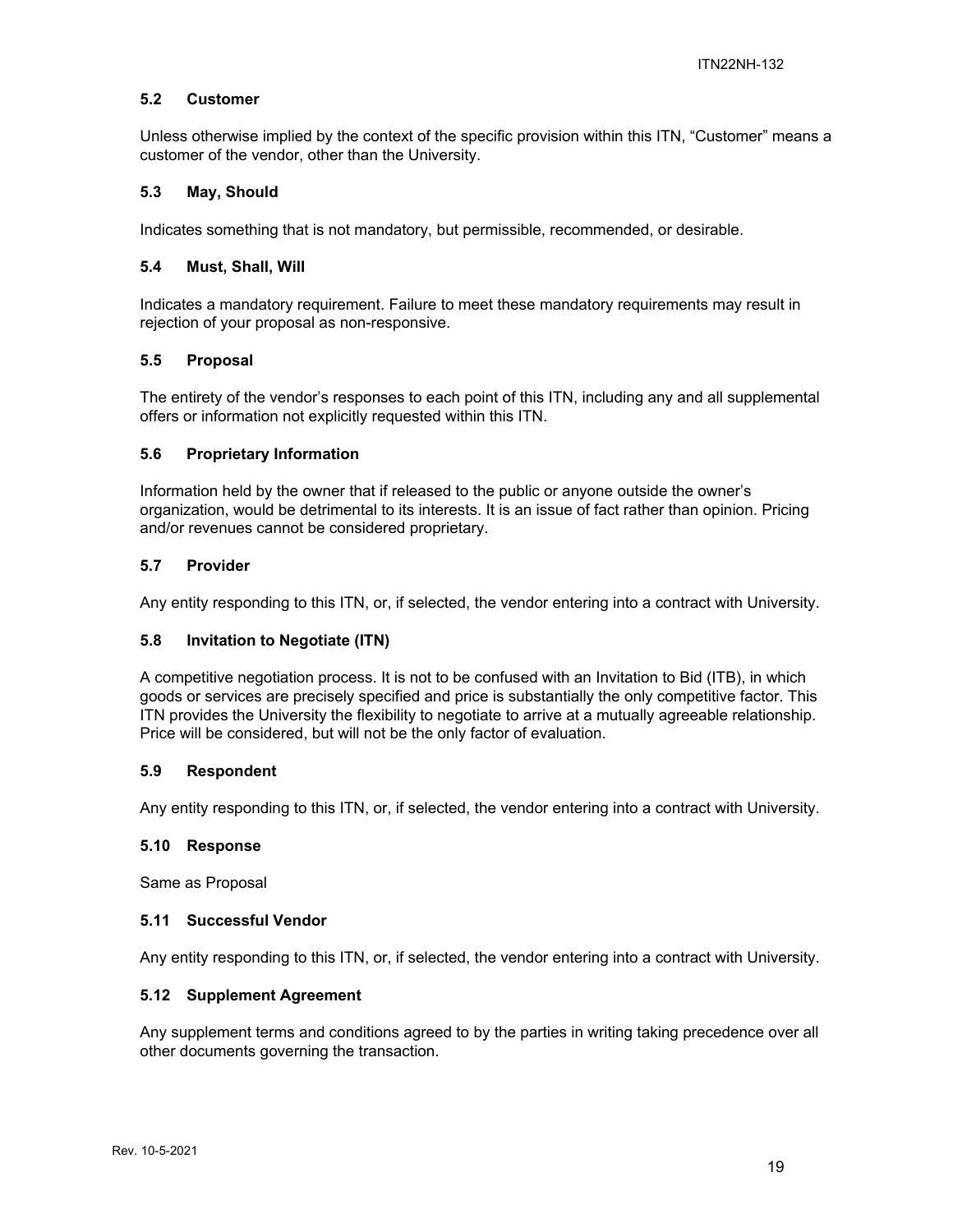### 5.2 Customer

Unless otherwise implied by the context of the specific provision within this ITN, "Customer" means a customer of the vendor, other than the University.

### 5.3 May, Should

Indicates something that is not mandatory, but permissible, recommended, or desirable.

### 5.4 Must, Shall, Will

Indicates a mandatory requirement. Failure to meet these mandatory requirements may result in rejection of your proposal as non-responsive.

### 5.5 Proposal

The entirety of the vendor's responses to each point of this ITN, including any and all supplemental offers or information not explicitly requested within this ITN.

### 5.6 Proprietary Information

Information held by the owner that if released to the public or anyone outside the owner's organization, would be detrimental to its interests. It is an issue of fact rather than opinion. Pricing and/or revenues cannot be considered proprietary.

### 5.7 Provider

Any entity responding to this ITN, or, if selected, the vendor entering into a contract with University.

### 5.8 Invitation to Negotiate (ITN)

A competitive negotiation process. It is not to be confused with an Invitation to Bid (ITB), in which goods or services are precisely specified and price is substantially the only competitive factor. This ITN provides the University the flexibility to negotiate to arrive at a mutually agreeable relationship. Price will be considered, but will not be the only factor of evaluation.

### 5.9 Respondent

Any entity responding to this ITN, or, if selected, the vendor entering into a contract with University.

### 5.10 Response

Same as Proposal

### 5.11 Successful Vendor

Any entity responding to this ITN, or, if selected, the vendor entering into a contract with University.

### 5.12 Supplement Agreement

Any supplement terms and conditions agreed to by the parties in writing taking precedence over all other documents governing the transaction.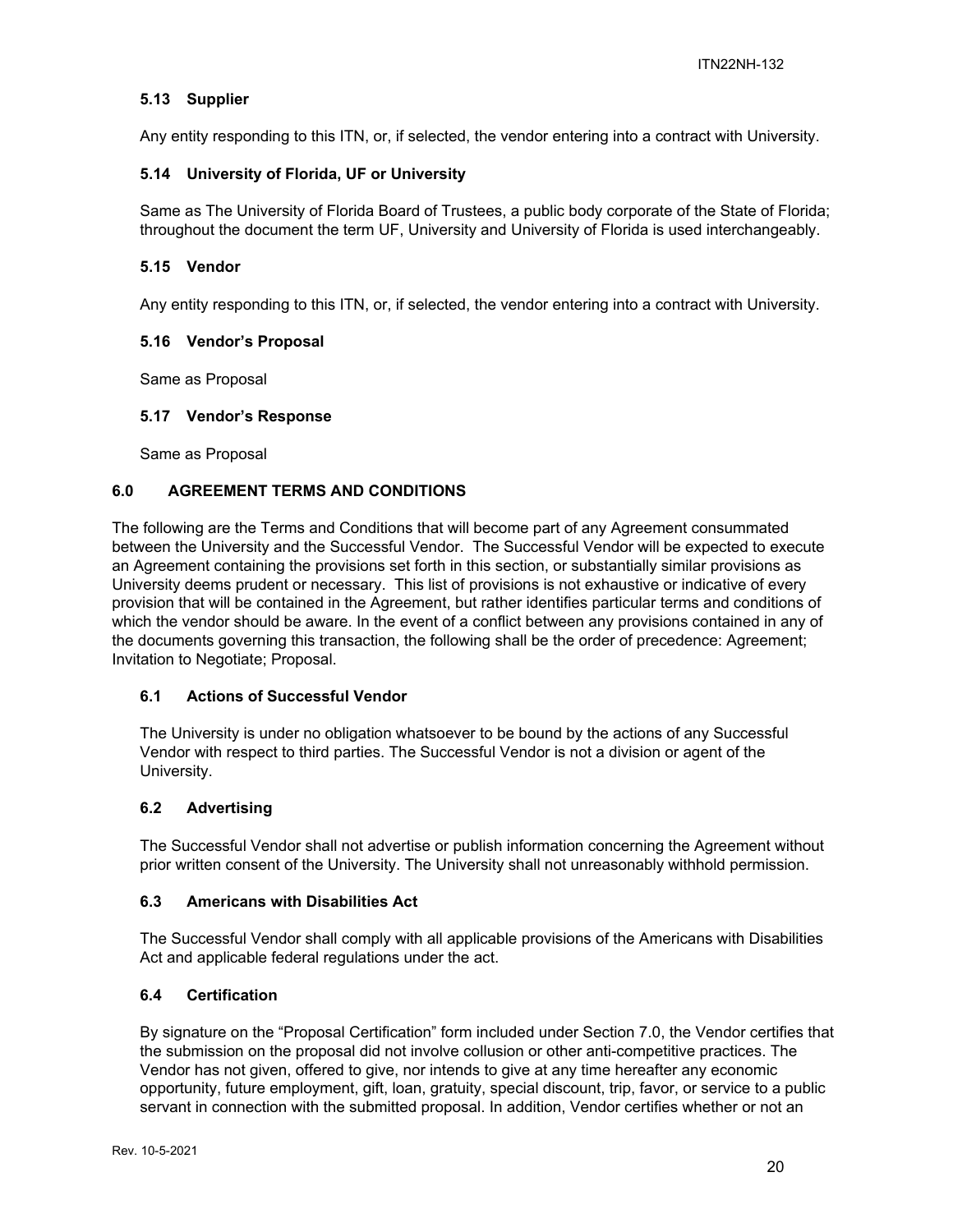### 5.13 Supplier

Any entity responding to this ITN, or, if selected, the vendor entering into a contract with University.

### 5.14 University of Florida, UF or University

Same as The University of Florida Board of Trustees, a public body corporate of the State of Florida; throughout the document the term UF, University and University of Florida is used interchangeably.

### 5.15 Vendor

Any entity responding to this ITN, or, if selected, the vendor entering into a contract with University.

### 5.16 Vendor's Proposal

Same as Proposal

### 5.17 Vendor's Response

Same as Proposal

## 6.0 AGREEMENT TERMS AND CONDITIONS

The following are the Terms and Conditions that will become part of any Agreement consummated between the University and the Successful Vendor. The Successful Vendor will be expected to execute an Agreement containing the provisions set forth in this section, or substantially similar provisions as University deems prudent or necessary. This list of provisions is not exhaustive or indicative of every provision that will be contained in the Agreement, but rather identifies particular terms and conditions of which the vendor should be aware. In the event of a conflict between any provisions contained in any of the documents governing this transaction, the following shall be the order of precedence: Agreement; Invitation to Negotiate; Proposal.

### 6.1 Actions of Successful Vendor

The University is under no obligation whatsoever to be bound by the actions of any Successful Vendor with respect to third parties. The Successful Vendor is not a division or agent of the University.

### 6.2 Advertising

The Successful Vendor shall not advertise or publish information concerning the Agreement without prior written consent of the University. The University shall not unreasonably withhold permission.

### 6.3 Americans with Disabilities Act

The Successful Vendor shall comply with all applicable provisions of the Americans with Disabilities Act and applicable federal regulations under the act.

### 6.4 Certification

By signature on the "Proposal Certification" form included under Section 7.0, the Vendor certifies that the submission on the proposal did not involve collusion or other anti-competitive practices. The Vendor has not given, offered to give, nor intends to give at any time hereafter any economic opportunity, future employment, gift, loan, gratuity, special discount, trip, favor, or service to a public servant in connection with the submitted proposal. In addition, Vendor certifies whether or not an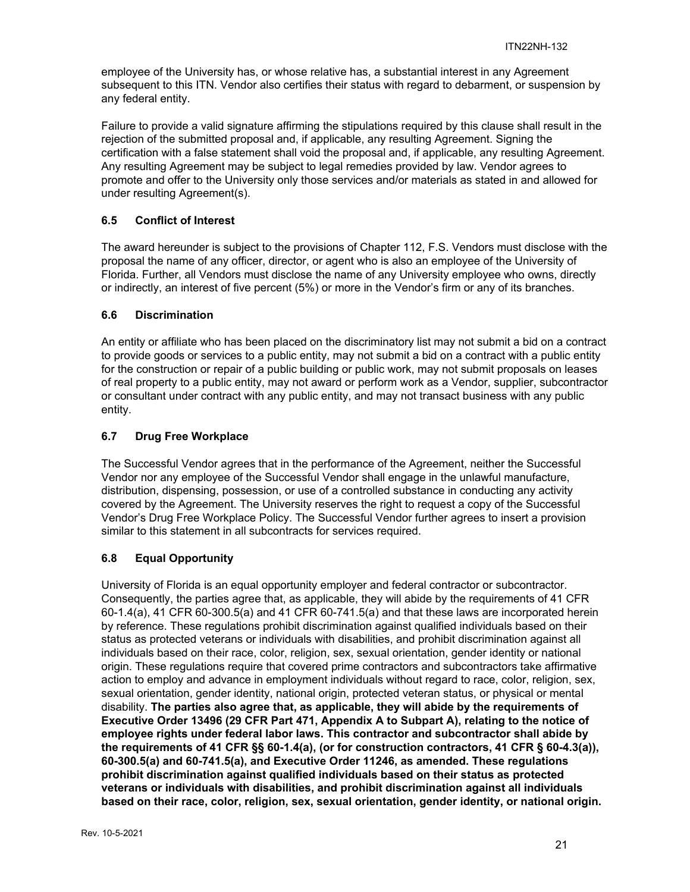employee of the University has, or whose relative has, a substantial interest in any Agreement subsequent to this ITN. Vendor also certifies their status with regard to debarment, or suspension by any federal entity.

Failure to provide a valid signature affirming the stipulations required by this clause shall result in the rejection of the submitted proposal and, if applicable, any resulting Agreement. Signing the certification with a false statement shall void the proposal and, if applicable, any resulting Agreement. Any resulting Agreement may be subject to legal remedies provided by law. Vendor agrees to promote and offer to the University only those services and/or materials as stated in and allowed for under resulting Agreement(s).

### 6.5 Conflict of Interest

The award hereunder is subject to the provisions of Chapter 112, F.S. Vendors must disclose with the proposal the name of any officer, director, or agent who is also an employee of the University of Florida. Further, all Vendors must disclose the name of any University employee who owns, directly or indirectly, an interest of five percent (5%) or more in the Vendor's firm or any of its branches.

### 6.6 Discrimination

An entity or affiliate who has been placed on the discriminatory list may not submit a bid on a contract to provide goods or services to a public entity, may not submit a bid on a contract with a public entity for the construction or repair of a public building or public work, may not submit proposals on leases of real property to a public entity, may not award or perform work as a Vendor, supplier, subcontractor or consultant under contract with any public entity, and may not transact business with any public entity.

### 6.7 Drug Free Workplace

The Successful Vendor agrees that in the performance of the Agreement, neither the Successful Vendor nor any employee of the Successful Vendor shall engage in the unlawful manufacture, distribution, dispensing, possession, or use of a controlled substance in conducting any activity covered by the Agreement. The University reserves the right to request a copy of the Successful Vendor's Drug Free Workplace Policy. The Successful Vendor further agrees to insert a provision similar to this statement in all subcontracts for services required.

### 6.8 Equal Opportunity

University of Florida is an equal opportunity employer and federal contractor or subcontractor. Consequently, the parties agree that, as applicable, they will abide by the requirements of 41 CFR 60-1.4(a), 41 CFR 60-300.5(a) and 41 CFR 60-741.5(a) and that these laws are incorporated herein by reference. These regulations prohibit discrimination against qualified individuals based on their status as protected veterans or individuals with disabilities, and prohibit discrimination against all individuals based on their race, color, religion, sex, sexual orientation, gender identity or national origin. These regulations require that covered prime contractors and subcontractors take affirmative action to employ and advance in employment individuals without regard to race, color, religion, sex, sexual orientation, gender identity, national origin, protected veteran status, or physical or mental disability. **The parties also agree that, as applicable, they will abide by the requirements of Executive Order 13496 (29 CFR Part 471, Appendix A to Subpart A), relating to the notice of employee rights under federal labor laws. This contractor and subcontractor shall abide by the requirements of 41 CFR §§ 60-1.4(a), (or for construction contractors, 41 CFR § 60-4.3(a)), 60-300.5(a) and 60-741.5(a), and Executive Order 11246, as amended. These regulations prohibit discrimination against qualified individuals based on their status as protected veterans or individuals with disabilities, and prohibit discrimination against all individuals based on their race, color, religion, sex, sexual orientation, gender identity, or national origin.**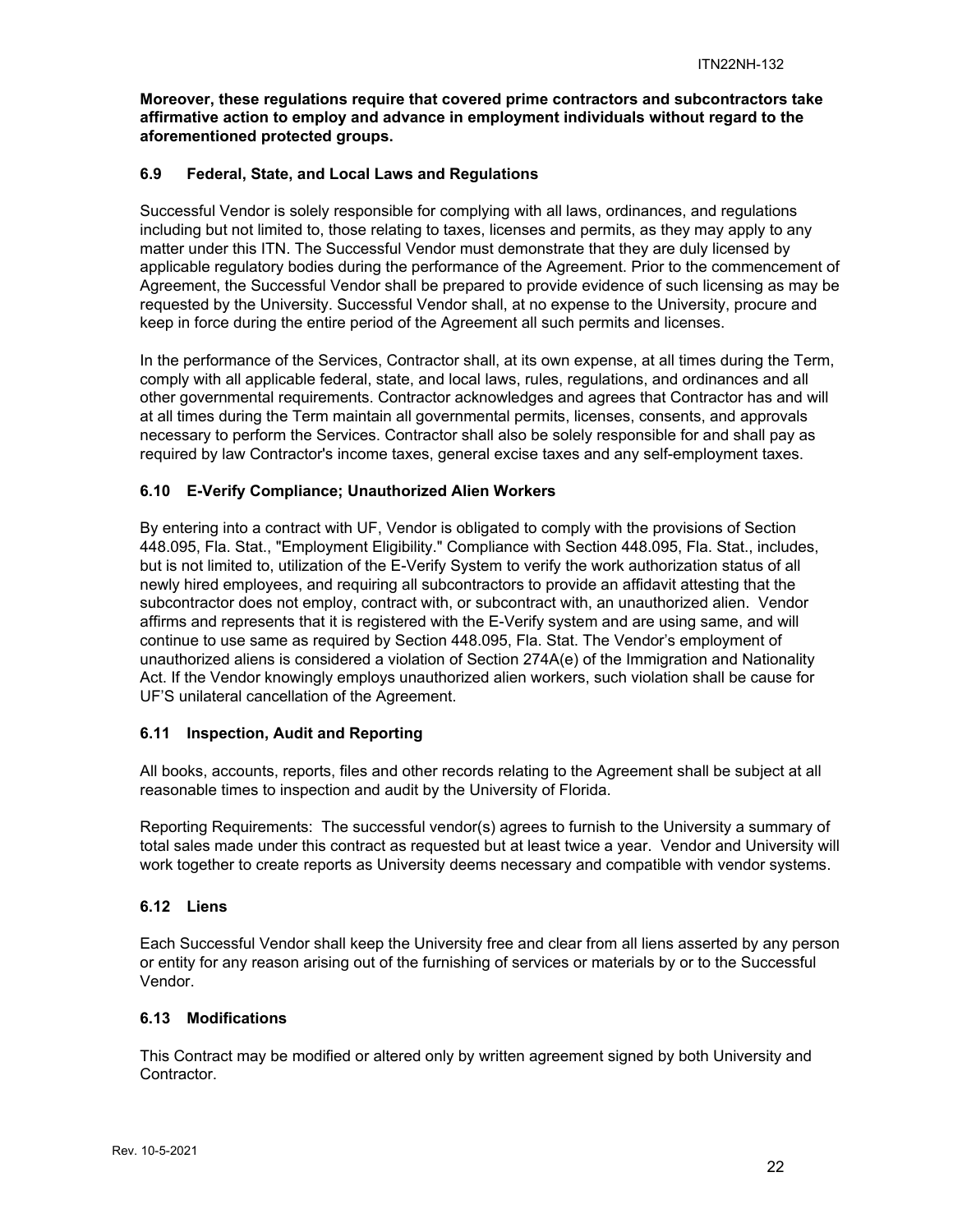**Moreover, these regulations require that covered prime contractors and subcontractors take affirmative action to employ and advance in employment individuals without regard to the aforementioned protected groups.**

### 6.9 Federal, State, and Local Laws and Regulations

Successful Vendor is solely responsible for complying with all laws, ordinances, and regulations including but not limited to, those relating to taxes, licenses and permits, as they may apply to any matter under this ITN. The Successful Vendor must demonstrate that they are duly licensed by applicable regulatory bodies during the performance of the Agreement. Prior to the commencement of Agreement, the Successful Vendor shall be prepared to provide evidence of such licensing as may be requested by the University. Successful Vendor shall, at no expense to the University, procure and keep in force during the entire period of the Agreement all such permits and licenses.

In the performance of the Services, Contractor shall, at its own expense, at all times during the Term, comply with all applicable federal, state, and local laws, rules, regulations, and ordinances and all other governmental requirements. Contractor acknowledges and agrees that Contractor has and will at all times during the Term maintain all governmental permits, licenses, consents, and approvals necessary to perform the Services. Contractor shall also be solely responsible for and shall pay as required by law Contractor's income taxes, general excise taxes and any self-employment taxes.

### 6.10 E-Verify Compliance; Unauthorized Alien Workers

By entering into a contract with UF, Vendor is obligated to comply with the provisions of Section 448.095, Fla. Stat., "Employment Eligibility." Compliance with Section 448.095, Fla. Stat., includes, but is not limited to, utilization of the E-Verify System to verify the work authorization status of all newly hired employees, and requiring all subcontractors to provide an affidavit attesting that the subcontractor does not employ, contract with, or subcontract with, an unauthorized alien. Vendor affirms and represents that it is registered with the E-Verify system and are using same, and will continue to use same as required by Section 448.095, Fla. Stat. The Vendor's employment of unauthorized aliens is considered a violation of Section 274A(e) of the Immigration and Nationality Act. If the Vendor knowingly employs unauthorized alien workers, such violation shall be cause for UF'S unilateral cancellation of the Agreement.

### 6.11 Inspection, Audit and Reporting

All books, accounts, reports, files and other records relating to the Agreement shall be subject at all reasonable times to inspection and audit by the University of Florida.

Reporting Requirements: The successful vendor(s) agrees to furnish to the University a summary of total sales made under this contract as requested but at least twice a year. Vendor and University will work together to create reports as University deems necessary and compatible with vendor systems.

### 6.12 Liens

Each Successful Vendor shall keep the University free and clear from all liens asserted by any person or entity for any reason arising out of the furnishing of services or materials by or to the Successful Vendor.

### 6.13 Modifications

This Contract may be modified or altered only by written agreement signed by both University and Contractor.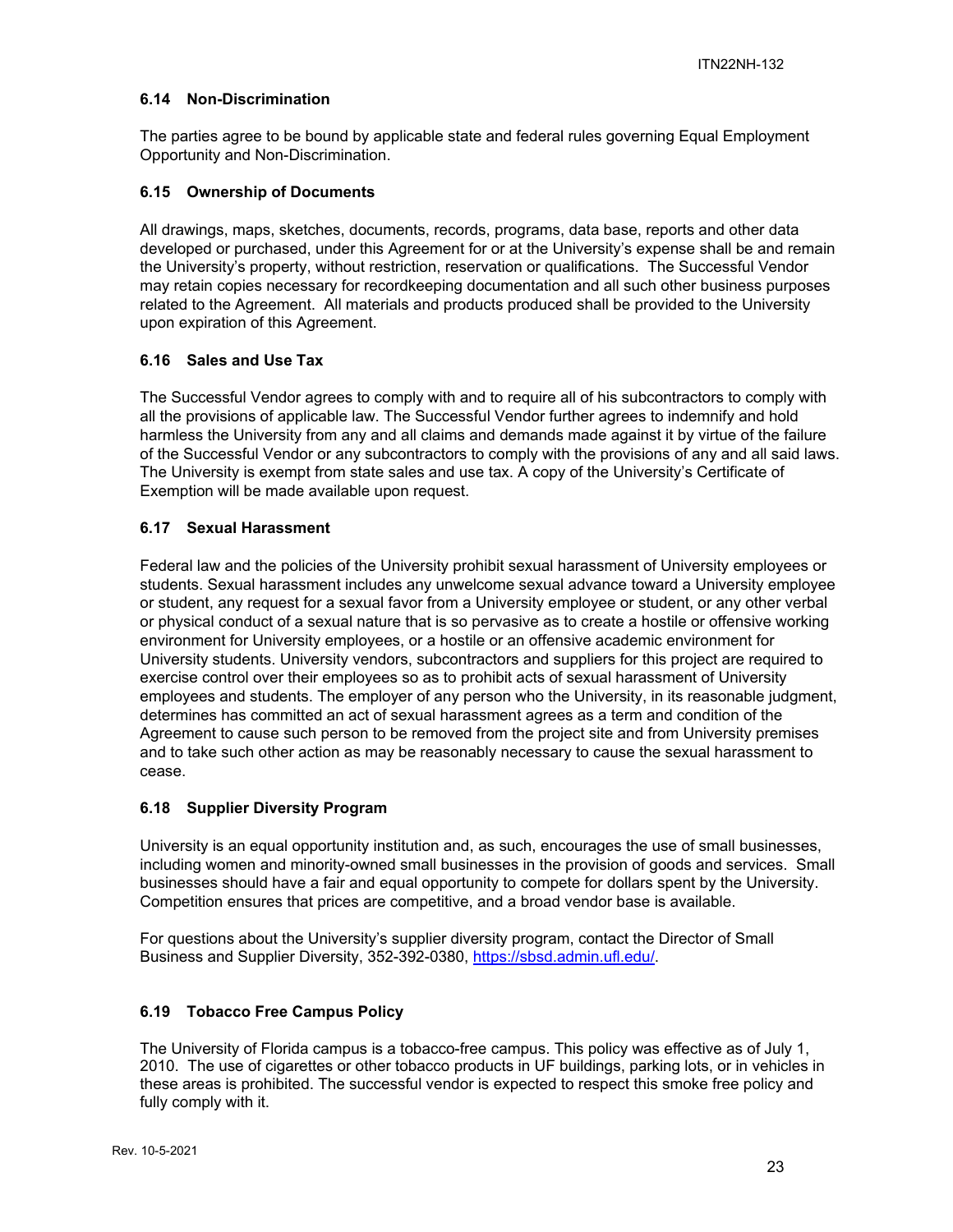### 6.14 Non-Discrimination

The parties agree to be bound by applicable state and federal rules governing Equal Employment Opportunity and Non-Discrimination.

### 6.15 Ownership of Documents

All drawings, maps, sketches, documents, records, programs, data base, reports and other data developed or purchased, under this Agreement for or at the University's expense shall be and remain the University's property, without restriction, reservation or qualifications. The Successful Vendor may retain copies necessary for recordkeeping documentation and all such other business purposes related to the Agreement. All materials and products produced shall be provided to the University upon expiration of this Agreement.

### 6.16 Sales and Use Tax

The Successful Vendor agrees to comply with and to require all of his subcontractors to comply with all the provisions of applicable law. The Successful Vendor further agrees to indemnify and hold harmless the University from any and all claims and demands made against it by virtue of the failure of the Successful Vendor or any subcontractors to comply with the provisions of any and all said laws. The University is exempt from state sales and use tax. A copy of the University's Certificate of Exemption will be made available upon request.

### 6.17 Sexual Harassment

Federal law and the policies of the University prohibit sexual harassment of University employees or students. Sexual harassment includes any unwelcome sexual advance toward a University employee or student, any request for a sexual favor from a University employee or student, or any other verbal or physical conduct of a sexual nature that is so pervasive as to create a hostile or offensive working environment for University employees, or a hostile or an offensive academic environment for University students. University vendors, subcontractors and suppliers for this project are required to exercise control over their employees so as to prohibit acts of sexual harassment of University employees and students. The employer of any person who the University, in its reasonable judgment, determines has committed an act of sexual harassment agrees as a term and condition of the Agreement to cause such person to be removed from the project site and from University premises and to take such other action as may be reasonably necessary to cause the sexual harassment to cease.

### 6.18 Supplier Diversity Program

University is an equal opportunity institution and, as such, encourages the use of small businesses, including women and minority-owned small businesses in the provision of goods and services. Small businesses should have a fair and equal opportunity to compete for dollars spent by the University. Competition ensures that prices are competitive, and a broad vendor base is available.

For questions about the University's supplier diversity program, contact the Director of Small Business and Supplier Diversity, 352-392-0380, [https://sbsd.admin.ufl.edu/](https://sbsd.admin.ufl.edu/).

### 6.19 Tobacco Free Campus Policy

The University of Florida campus is a tobacco-free campus. This policy was effective as of July 1, 2010. The use of cigarettes or other tobacco products in UF buildings, parking lots, or in vehicles in these areas is prohibited. The successful vendor is expected to respect this smoke free policy and fully comply with it.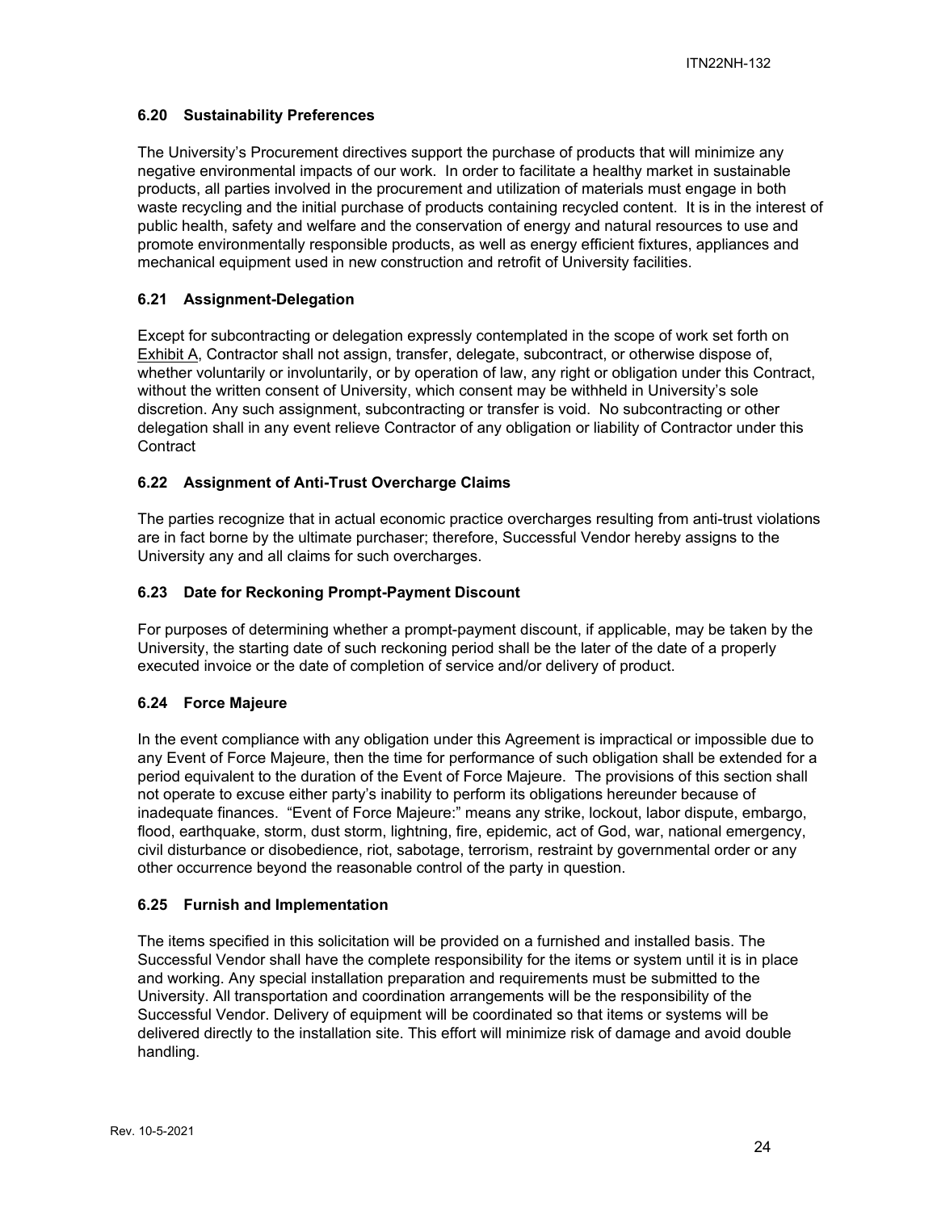### 6.20 Sustainability Preferences

The University's Procurement directives support the purchase of products that will minimize any negative environmental impacts of our work. In order to facilitate a healthy market in sustainable products, all parties involved in the procurement and utilization of materials must engage in both waste recycling and the initial purchase of products containing recycled content. It is in the interest of public health, safety and welfare and the conservation of energy and natural resources to use and promote environmentally responsible products, as well as energy efficient fixtures, appliances and mechanical equipment used in new construction and retrofit of University facilities.

### 6.21 Assignment-Delegation

Except for subcontracting or delegation expressly contemplated in the scope of work set forth on Exhibit A, Contractor shall not assign, transfer, delegate, subcontract, or otherwise dispose of, whether voluntarily or involuntarily, or by operation of law, any right or obligation under this Contract, without the written consent of University, which consent may be withheld in University's sole discretion. Any such assignment, subcontracting or transfer is void. No subcontracting or other delegation shall in any event relieve Contractor of any obligation or liability of Contractor under this Contract

### 6.22 Assignment of Anti-Trust Overcharge Claims

The parties recognize that in actual economic practice overcharges resulting from anti-trust violations are in fact borne by the ultimate purchaser; therefore, Successful Vendor hereby assigns to the University any and all claims for such overcharges.

### 6.23 Date for Reckoning Prompt-Payment Discount

For purposes of determining whether a prompt-payment discount, if applicable, may be taken by the University, the starting date of such reckoning period shall be the later of the date of a properly executed invoice or the date of completion of service and/or delivery of product.

### 6.24 Force Majeure

In the event compliance with any obligation under this Agreement is impractical or impossible due to any Event of Force Majeure, then the time for performance of such obligation shall be extended for a period equivalent to the duration of the Event of Force Majeure. The provisions of this section shall not operate to excuse either party's inability to perform its obligations hereunder because of inadequate finances. "Event of Force Majeure:" means any strike, lockout, labor dispute, embargo, flood, earthquake, storm, dust storm, lightning, fire, epidemic, act of God, war, national emergency, civil disturbance or disobedience, riot, sabotage, terrorism, restraint by governmental order or any other occurrence beyond the reasonable control of the party in question.

### 6.25 Furnish and Implementation

The items specified in this solicitation will be provided on a furnished and installed basis. The Successful Vendor shall have the complete responsibility for the items or system until it is in place and working. Any special installation preparation and requirements must be submitted to the University. All transportation and coordination arrangements will be the responsibility of the Successful Vendor. Delivery of equipment will be coordinated so that items or systems will be delivered directly to the installation site. This effort will minimize risk of damage and avoid double handling.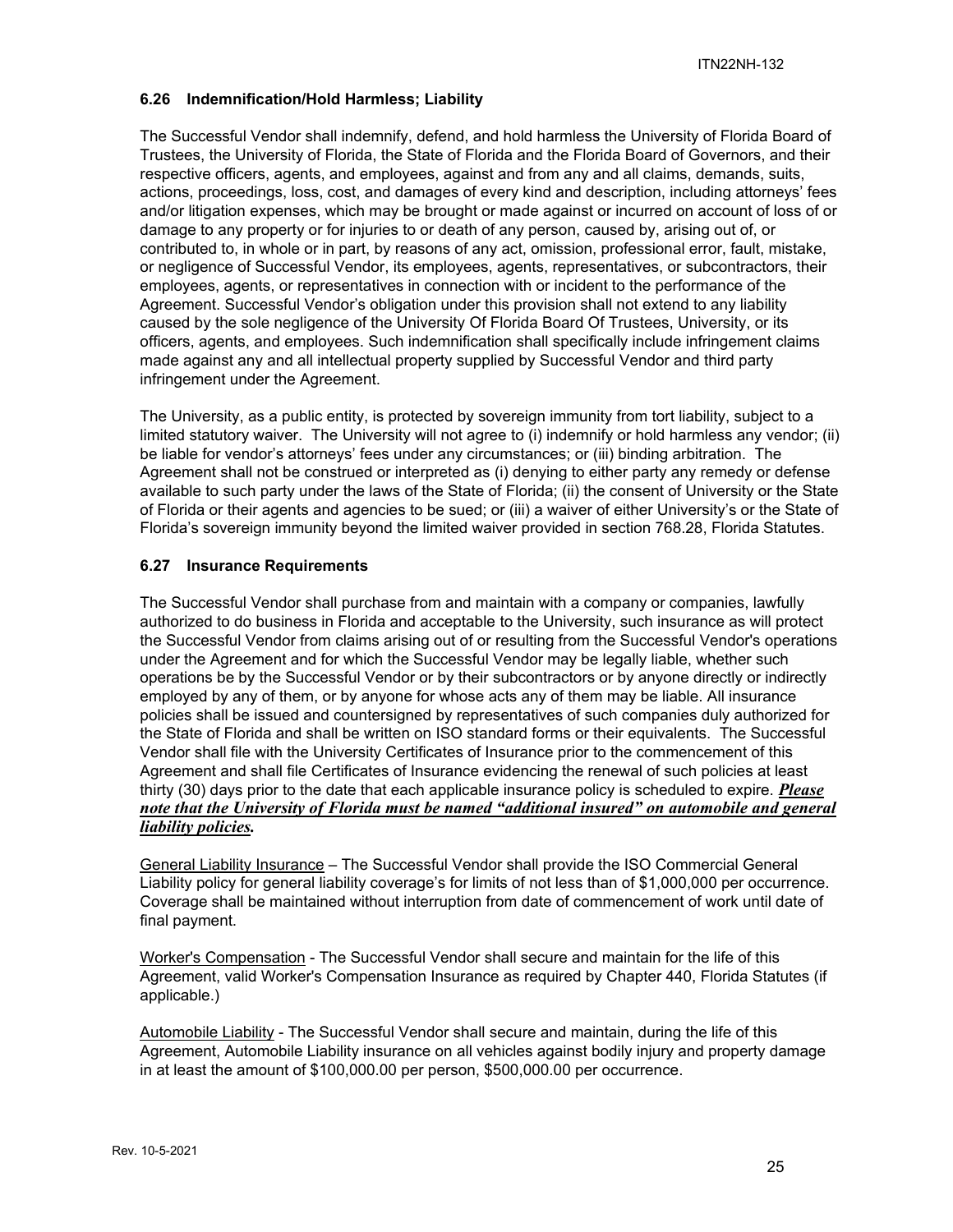### 6.26 Indemnification/Hold Harmless; Liability

The Successful Vendor shall indemnify, defend, and hold harmless the University of Florida Board of Trustees, the University of Florida, the State of Florida and the Florida Board of Governors, and their respective officers, agents, and employees, against and from any and all claims, demands, suits, actions, proceedings, loss, cost, and damages of every kind and description, including attorneys' fees and/or litigation expenses, which may be brought or made against or incurred on account of loss of or damage to any property or for injuries to or death of any person, caused by, arising out of, or contributed to, in whole or in part, by reasons of any act, omission, professional error, fault, mistake, or negligence of Successful Vendor, its employees, agents, representatives, or subcontractors, their employees, agents, or representatives in connection with or incident to the performance of the Agreement. Successful Vendor's obligation under this provision shall not extend to any liability caused by the sole negligence of the University Of Florida Board Of Trustees, University, or its officers, agents, and employees. Such indemnification shall specifically include infringement claims made against any and all intellectual property supplied by Successful Vendor and third party infringement under the Agreement.

The University, as a public entity, is protected by sovereign immunity from tort liability, subject to a limited statutory waiver. The University will not agree to (i) indemnify or hold harmless any vendor; (ii) be liable for vendor's attorneys' fees under any circumstances; or (iii) binding arbitration. The Agreement shall not be construed or interpreted as (i) denying to either party any remedy or defense available to such party under the laws of the State of Florida; (ii) the consent of University or the State of Florida or their agents and agencies to be sued; or (iii) a waiver of either University's or the State of Florida's sovereign immunity beyond the limited waiver provided in section 768.28, Florida Statutes.

### 6.27 Insurance Requirements

The Successful Vendor shall purchase from and maintain with a company or companies, lawfully authorized to do business in Florida and acceptable to the University, such insurance as will protect the Successful Vendor from claims arising out of or resulting from the Successful Vendor's operations under the Agreement and for which the Successful Vendor may be legally liable, whether such operations be by the Successful Vendor or by their subcontractors or by anyone directly or indirectly employed by any of them, or by anyone for whose acts any of them may be liable. All insurance policies shall be issued and countersigned by representatives of such companies duly authorized for the State of Florida and shall be written on ISO standard forms or their equivalents. The Successful Vendor shall file with the University Certificates of Insurance prior to the commencement of this Agreement and shall file Certificates of Insurance evidencing the renewal of such policies at least thirty (30) days prior to the date that each applicable insurance policy is scheduled to expire. ***Please note that the University of Florida must be named "additional insured" on automobile and general liability policies.***

General Liability Insurance – The Successful Vendor shall provide the ISO Commercial General Liability policy for general liability coverage's for limits of not less than of $1,000,000 per occurrence. Coverage shall be maintained without interruption from date of commencement of work until date of final payment.

Worker's Compensation - The Successful Vendor shall secure and maintain for the life of this Agreement, valid Worker's Compensation Insurance as required by Chapter 440, Florida Statutes (if applicable.)

Automobile Liability - The Successful Vendor shall secure and maintain, during the life of this Agreement, Automobile Liability insurance on all vehicles against bodily injury and property damage in at least the amount of $100,000.00 per person, $500,000.00 per occurrence.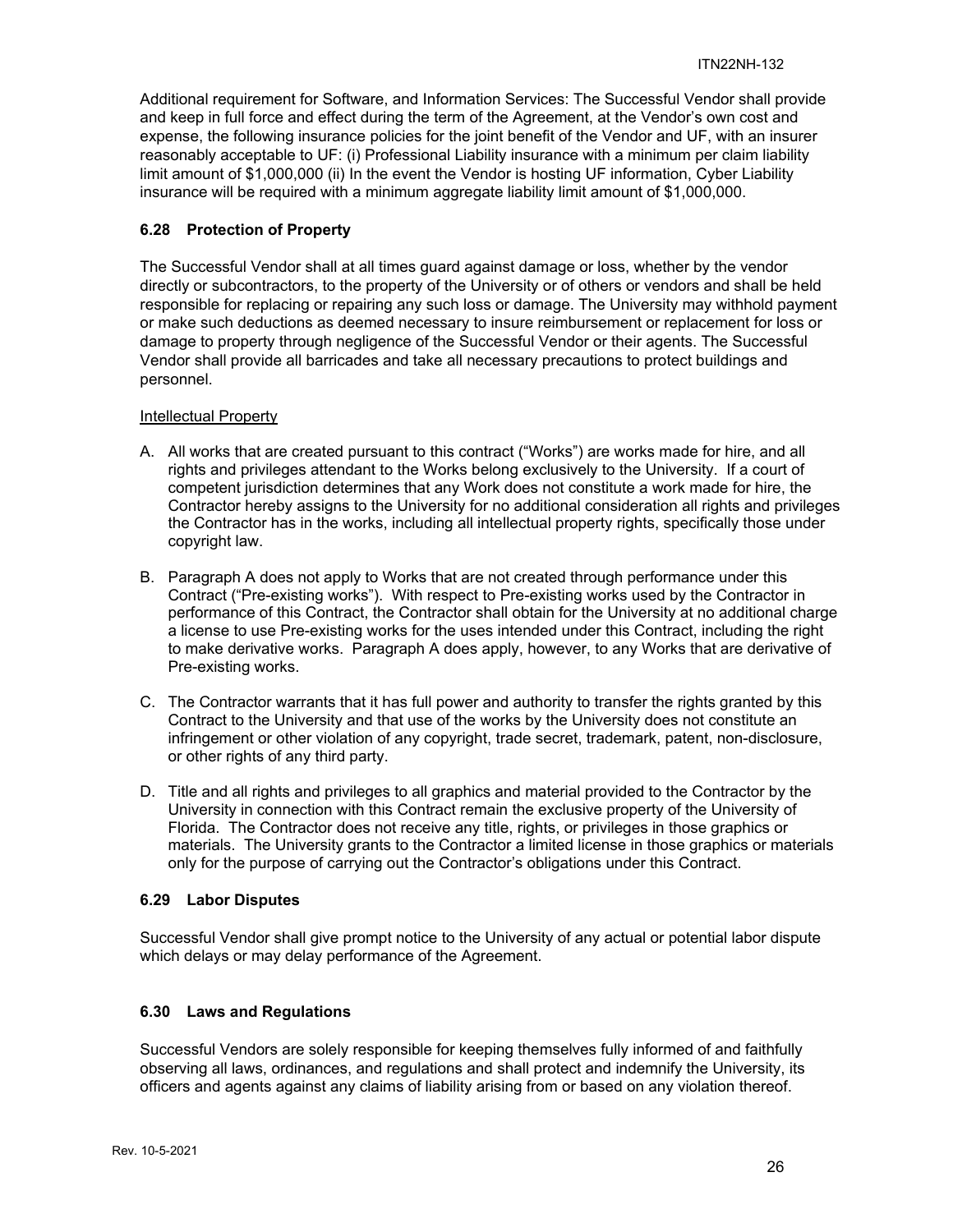Additional requirement for Software, and Information Services: The Successful Vendor shall provide and keep in full force and effect during the term of the Agreement, at the Vendor's own cost and expense, the following insurance policies for the joint benefit of the Vendor and UF, with an insurer reasonably acceptable to UF: (i) Professional Liability insurance with a minimum per claim liability limit amount of $1,000,000 (ii) In the event the Vendor is hosting UF information, Cyber Liability insurance will be required with a minimum aggregate liability limit amount of $1,000,000.

### 6.28 Protection of Property

The Successful Vendor shall at all times guard against damage or loss, whether by the vendor directly or subcontractors, to the property of the University or of others or vendors and shall be held responsible for replacing or repairing any such loss or damage. The University may withhold payment or make such deductions as deemed necessary to insure reimbursement or replacement for loss or damage to property through negligence of the Successful Vendor or their agents. The Successful Vendor shall provide all barricades and take all necessary precautions to protect buildings and personnel.

<u>Intellectual Property</u>

A. All works that are created pursuant to this contract ("Works") are works made for hire, and all rights and privileges attendant to the Works belong exclusively to the University. If a court of competent jurisdiction determines that any Work does not constitute a work made for hire, the Contractor hereby assigns to the University for no additional consideration all rights and privileges the Contractor has in the works, including all intellectual property rights, specifically those under copyright law.

B. Paragraph A does not apply to Works that are not created through performance under this Contract ("Pre-existing works"). With respect to Pre-existing works used by the Contractor in performance of this Contract, the Contractor shall obtain for the University at no additional charge a license to use Pre-existing works for the uses intended under this Contract, including the right to make derivative works. Paragraph A does apply, however, to any Works that are derivative of Pre-existing works.

C. The Contractor warrants that it has full power and authority to transfer the rights granted by this Contract to the University and that use of the works by the University does not constitute an infringement or other violation of any copyright, trade secret, trademark, patent, non-disclosure, or other rights of any third party.

D. Title and all rights and privileges to all graphics and material provided to the Contractor by the University in connection with this Contract remain the exclusive property of the University of Florida. The Contractor does not receive any title, rights, or privileges in those graphics or materials. The University grants to the Contractor a limited license in those graphics or materials only for the purpose of carrying out the Contractor's obligations under this Contract.

### 6.29 Labor Disputes

Successful Vendor shall give prompt notice to the University of any actual or potential labor dispute which delays or may delay performance of the Agreement.

### 6.30 Laws and Regulations

Successful Vendors are solely responsible for keeping themselves fully informed of and faithfully observing all laws, ordinances, and regulations and shall protect and indemnify the University, its officers and agents against any claims of liability arising from or based on any violation thereof.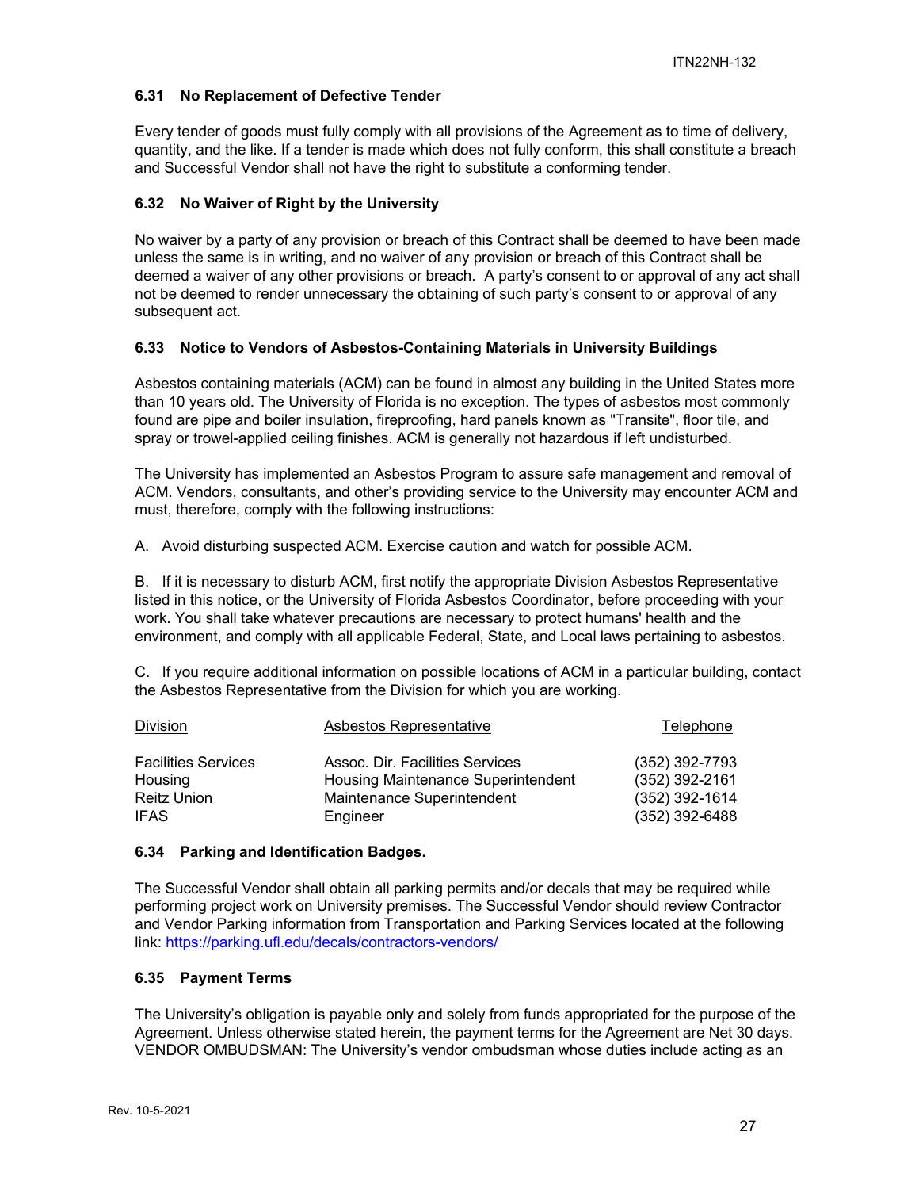### 6.31 No Replacement of Defective Tender

Every tender of goods must fully comply with all provisions of the Agreement as to time of delivery, quantity, and the like. If a tender is made which does not fully conform, this shall constitute a breach and Successful Vendor shall not have the right to substitute a conforming tender.

### 6.32 No Waiver of Right by the University

No waiver by a party of any provision or breach of this Contract shall be deemed to have been made unless the same is in writing, and no waiver of any provision or breach of this Contract shall be deemed a waiver of any other provisions or breach. A party's consent to or approval of any act shall not be deemed to render unnecessary the obtaining of such party's consent to or approval of any subsequent act.

### 6.33 Notice to Vendors of Asbestos-Containing Materials in University Buildings

Asbestos containing materials (ACM) can be found in almost any building in the United States more than 10 years old. The University of Florida is no exception. The types of asbestos most commonly found are pipe and boiler insulation, fireproofing, hard panels known as "Transite", floor tile, and spray or trowel-applied ceiling finishes. ACM is generally not hazardous if left undisturbed.

The University has implemented an Asbestos Program to assure safe management and removal of ACM. Vendors, consultants, and other's providing service to the University may encounter ACM and must, therefore, comply with the following instructions:

A. Avoid disturbing suspected ACM. Exercise caution and watch for possible ACM.

B. If it is necessary to disturb ACM, first notify the appropriate Division Asbestos Representative listed in this notice, or the University of Florida Asbestos Coordinator, before proceeding with your work. You shall take whatever precautions are necessary to protect humans' health and the environment, and comply with all applicable Federal, State, and Local laws pertaining to asbestos.

C. If you require additional information on possible locations of ACM in a particular building, contact the Asbestos Representative from the Division for which you are working.

| Division | Asbestos Representative | Telephone |
|---|---|---|
| Facilities Services | Assoc. Dir. Facilities Services | (352) 392-7793 |
| Housing | Housing Maintenance Superintendent | (352) 392-2161 |
| Reitz Union | Maintenance Superintendent | (352) 392-1614 |
| IFAS | Engineer | (352) 392-6488 |

### 6.34 Parking and Identification Badges.

The Successful Vendor shall obtain all parking permits and/or decals that may be required while performing project work on University premises. The Successful Vendor should review Contractor and Vendor Parking information from Transportation and Parking Services located at the following link: https://parking.ufl.edu/decals/contractors-vendors/

### 6.35 Payment Terms

The University's obligation is payable only and solely from funds appropriated for the purpose of the Agreement. Unless otherwise stated herein, the payment terms for the Agreement are Net 30 days. VENDOR OMBUDSMAN: The University's vendor ombudsman whose duties include acting as an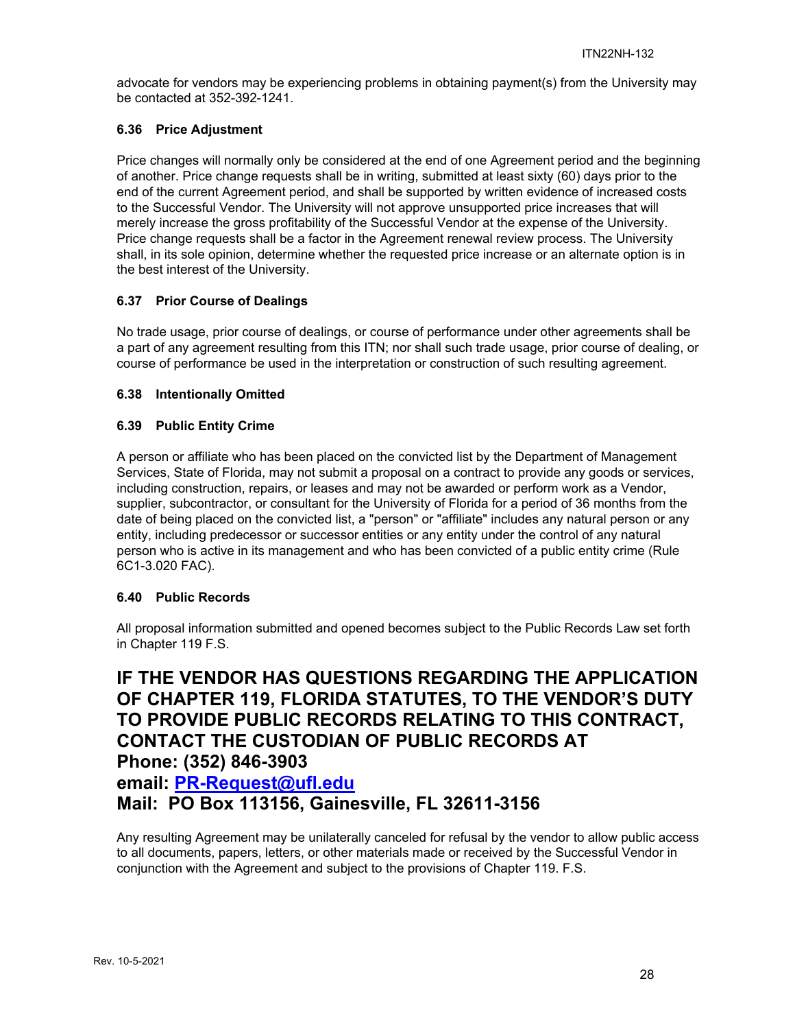advocate for vendors may be experiencing problems in obtaining payment(s) from the University may be contacted at 352-392-1241.

### 6.36 Price Adjustment

Price changes will normally only be considered at the end of one Agreement period and the beginning of another. Price change requests shall be in writing, submitted at least sixty (60) days prior to the end of the current Agreement period, and shall be supported by written evidence of increased costs to the Successful Vendor. The University will not approve unsupported price increases that will merely increase the gross profitability of the Successful Vendor at the expense of the University. Price change requests shall be a factor in the Agreement renewal review process. The University shall, in its sole opinion, determine whether the requested price increase or an alternate option is in the best interest of the University.

### 6.37 Prior Course of Dealings

No trade usage, prior course of dealings, or course of performance under other agreements shall be a part of any agreement resulting from this ITN; nor shall such trade usage, prior course of dealing, or course of performance be used in the interpretation or construction of such resulting agreement.

### 6.38 Intentionally Omitted

### 6.39 Public Entity Crime

A person or affiliate who has been placed on the convicted list by the Department of Management Services, State of Florida, may not submit a proposal on a contract to provide any goods or services, including construction, repairs, or leases and may not be awarded or perform work as a Vendor, supplier, subcontractor, or consultant for the University of Florida for a period of 36 months from the date of being placed on the convicted list, a "person" or "affiliate" includes any natural person or any entity, including predecessor or successor entities or any entity under the control of any natural person who is active in its management and who has been convicted of a public entity crime (Rule 6C1-3.020 FAC).

### 6.40 Public Records

All proposal information submitted and opened becomes subject to the Public Records Law set forth in Chapter 119 F.S.

## IF THE VENDOR HAS QUESTIONS REGARDING THE APPLICATION OF CHAPTER 119, FLORIDA STATUTES, TO THE VENDOR'S DUTY TO PROVIDE PUBLIC RECORDS RELATING TO THIS CONTRACT, CONTACT THE CUSTODIAN OF PUBLIC RECORDS AT Phone: (352) 846-3903 email: PR-Request@ufl.edu Mail: PO Box 113156, Gainesville, FL 32611-3156

Any resulting Agreement may be unilaterally canceled for refusal by the vendor to allow public access to all documents, papers, letters, or other materials made or received by the Successful Vendor in conjunction with the Agreement and subject to the provisions of Chapter 119. F.S.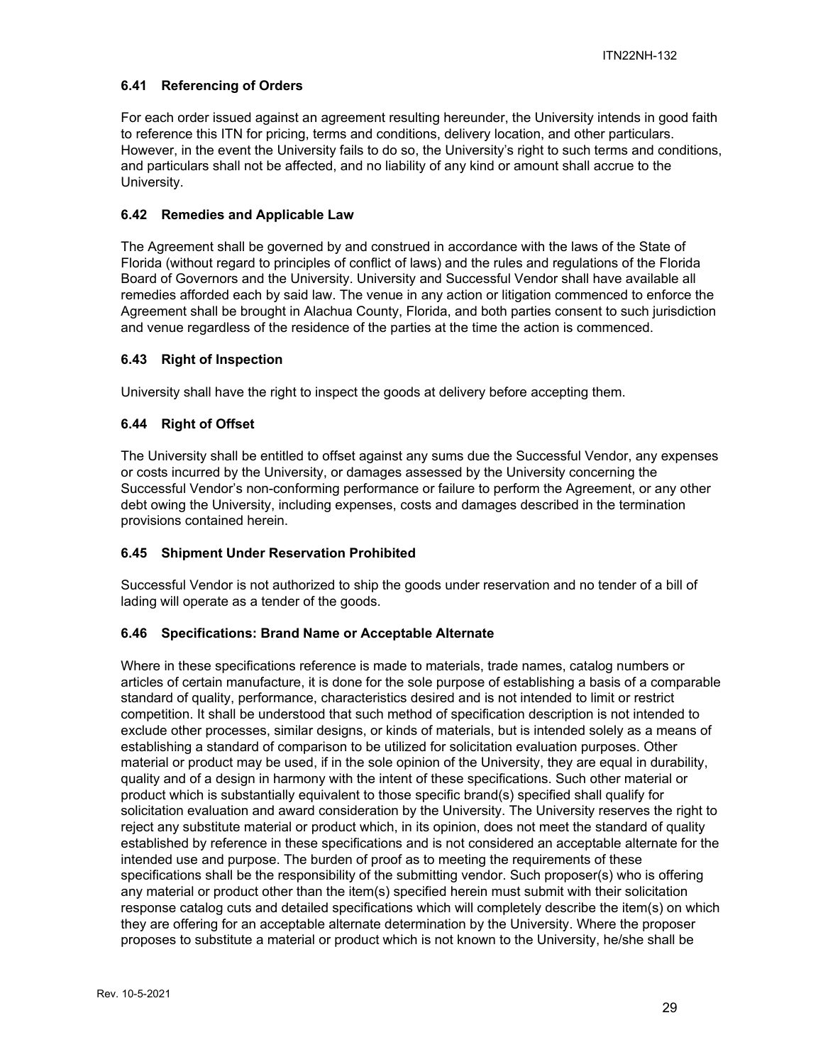### 6.41 Referencing of Orders

For each order issued against an agreement resulting hereunder, the University intends in good faith to reference this ITN for pricing, terms and conditions, delivery location, and other particulars. However, in the event the University fails to do so, the University's right to such terms and conditions, and particulars shall not be affected, and no liability of any kind or amount shall accrue to the University.

### 6.42 Remedies and Applicable Law

The Agreement shall be governed by and construed in accordance with the laws of the State of Florida (without regard to principles of conflict of laws) and the rules and regulations of the Florida Board of Governors and the University. University and Successful Vendor shall have available all remedies afforded each by said law. The venue in any action or litigation commenced to enforce the Agreement shall be brought in Alachua County, Florida, and both parties consent to such jurisdiction and venue regardless of the residence of the parties at the time the action is commenced.

### 6.43 Right of Inspection

University shall have the right to inspect the goods at delivery before accepting them.

### 6.44 Right of Offset

The University shall be entitled to offset against any sums due the Successful Vendor, any expenses or costs incurred by the University, or damages assessed by the University concerning the Successful Vendor's non-conforming performance or failure to perform the Agreement, or any other debt owing the University, including expenses, costs and damages described in the termination provisions contained herein.

### 6.45 Shipment Under Reservation Prohibited

Successful Vendor is not authorized to ship the goods under reservation and no tender of a bill of lading will operate as a tender of the goods.

### 6.46 Specifications: Brand Name or Acceptable Alternate

Where in these specifications reference is made to materials, trade names, catalog numbers or articles of certain manufacture, it is done for the sole purpose of establishing a basis of a comparable standard of quality, performance, characteristics desired and is not intended to limit or restrict competition. It shall be understood that such method of specification description is not intended to exclude other processes, similar designs, or kinds of materials, but is intended solely as a means of establishing a standard of comparison to be utilized for solicitation evaluation purposes. Other material or product may be used, if in the sole opinion of the University, they are equal in durability, quality and of a design in harmony with the intent of these specifications. Such other material or product which is substantially equivalent to those specific brand(s) specified shall qualify for solicitation evaluation and award consideration by the University. The University reserves the right to reject any substitute material or product which, in its opinion, does not meet the standard of quality established by reference in these specifications and is not considered an acceptable alternate for the intended use and purpose. The burden of proof as to meeting the requirements of these specifications shall be the responsibility of the submitting vendor. Such proposer(s) who is offering any material or product other than the item(s) specified herein must submit with their solicitation response catalog cuts and detailed specifications which will completely describe the item(s) on which they are offering for an acceptable alternate determination by the University. Where the proposer proposes to substitute a material or product which is not known to the University, he/she shall be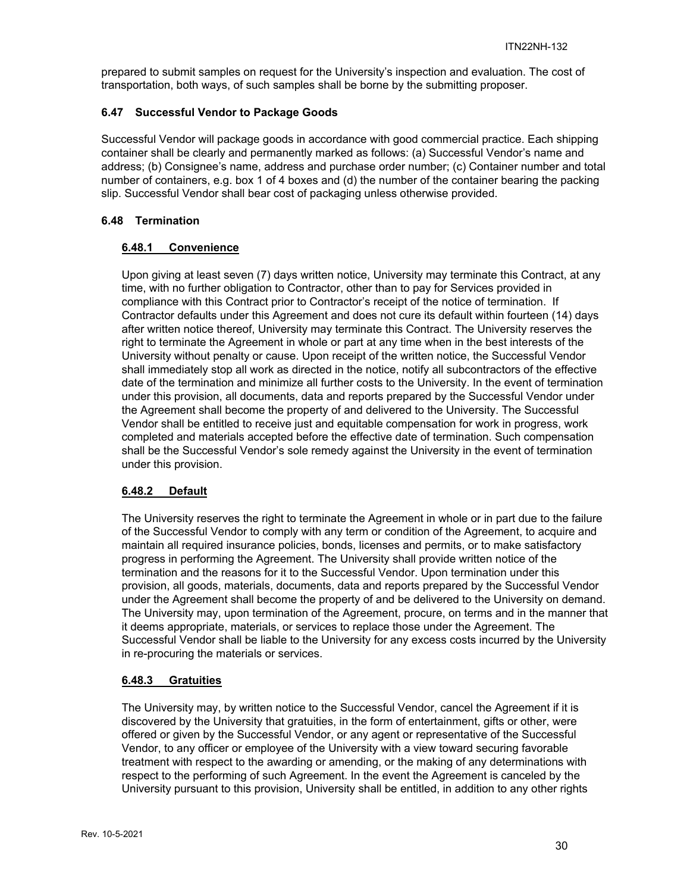prepared to submit samples on request for the University's inspection and evaluation. The cost of transportation, both ways, of such samples shall be borne by the submitting proposer.

### 6.47 Successful Vendor to Package Goods

Successful Vendor will package goods in accordance with good commercial practice. Each shipping container shall be clearly and permanently marked as follows: (a) Successful Vendor's name and address; (b) Consignee's name, address and purchase order number; (c) Container number and total number of containers, e.g. box 1 of 4 boxes and (d) the number of the container bearing the packing slip. Successful Vendor shall bear cost of packaging unless otherwise provided.

### 6.48 Termination

#### 6.48.1 Convenience

Upon giving at least seven (7) days written notice, University may terminate this Contract, at any time, with no further obligation to Contractor, other than to pay for Services provided in compliance with this Contract prior to Contractor's receipt of the notice of termination. If Contractor defaults under this Agreement and does not cure its default within fourteen (14) days after written notice thereof, University may terminate this Contract. The University reserves the right to terminate the Agreement in whole or part at any time when in the best interests of the University without penalty or cause. Upon receipt of the written notice, the Successful Vendor shall immediately stop all work as directed in the notice, notify all subcontractors of the effective date of the termination and minimize all further costs to the University. In the event of termination under this provision, all documents, data and reports prepared by the Successful Vendor under the Agreement shall become the property of and delivered to the University. The Successful Vendor shall be entitled to receive just and equitable compensation for work in progress, work completed and materials accepted before the effective date of termination. Such compensation shall be the Successful Vendor's sole remedy against the University in the event of termination under this provision.

#### 6.48.2 Default

The University reserves the right to terminate the Agreement in whole or in part due to the failure of the Successful Vendor to comply with any term or condition of the Agreement, to acquire and maintain all required insurance policies, bonds, licenses and permits, or to make satisfactory progress in performing the Agreement. The University shall provide written notice of the termination and the reasons for it to the Successful Vendor. Upon termination under this provision, all goods, materials, documents, data and reports prepared by the Successful Vendor under the Agreement shall become the property of and be delivered to the University on demand. The University may, upon termination of the Agreement, procure, on terms and in the manner that it deems appropriate, materials, or services to replace those under the Agreement. The Successful Vendor shall be liable to the University for any excess costs incurred by the University in re-procuring the materials or services.

#### 6.48.3 Gratuities

The University may, by written notice to the Successful Vendor, cancel the Agreement if it is discovered by the University that gratuities, in the form of entertainment, gifts or other, were offered or given by the Successful Vendor, or any agent or representative of the Successful Vendor, to any officer or employee of the University with a view toward securing favorable treatment with respect to the awarding or amending, or the making of any determinations with respect to the performing of such Agreement. In the event the Agreement is canceled by the University pursuant to this provision, University shall be entitled, in addition to any other rights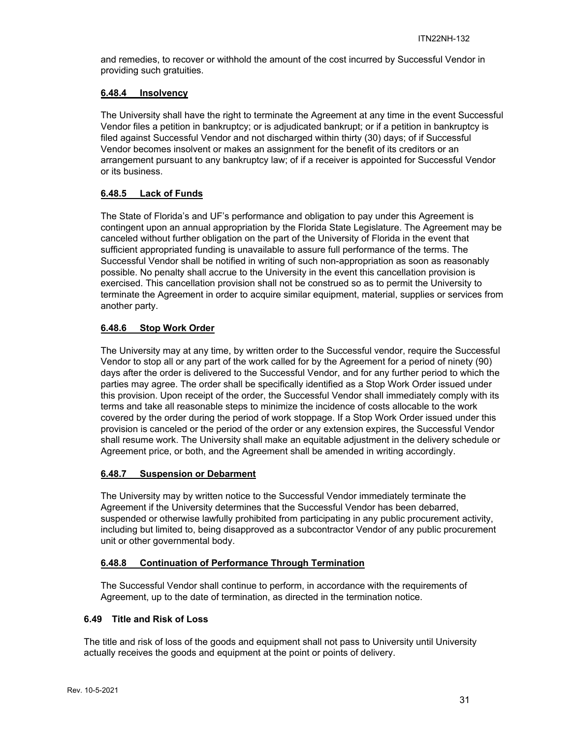and remedies, to recover or withhold the amount of the cost incurred by Successful Vendor in providing such gratuities.

#### 6.48.4 Insolvency

The University shall have the right to terminate the Agreement at any time in the event Successful Vendor files a petition in bankruptcy; or is adjudicated bankrupt; or if a petition in bankruptcy is filed against Successful Vendor and not discharged within thirty (30) days; of if Successful Vendor becomes insolvent or makes an assignment for the benefit of its creditors or an arrangement pursuant to any bankruptcy law; of if a receiver is appointed for Successful Vendor or its business.

#### 6.48.5 Lack of Funds

The State of Florida's and UF's performance and obligation to pay under this Agreement is contingent upon an annual appropriation by the Florida State Legislature. The Agreement may be canceled without further obligation on the part of the University of Florida in the event that sufficient appropriated funding is unavailable to assure full performance of the terms. The Successful Vendor shall be notified in writing of such non-appropriation as soon as reasonably possible. No penalty shall accrue to the University in the event this cancellation provision is exercised. This cancellation provision shall not be construed so as to permit the University to terminate the Agreement in order to acquire similar equipment, material, supplies or services from another party.

#### 6.48.6 Stop Work Order

The University may at any time, by written order to the Successful vendor, require the Successful Vendor to stop all or any part of the work called for by the Agreement for a period of ninety (90) days after the order is delivered to the Successful Vendor, and for any further period to which the parties may agree. The order shall be specifically identified as a Stop Work Order issued under this provision. Upon receipt of the order, the Successful Vendor shall immediately comply with its terms and take all reasonable steps to minimize the incidence of costs allocable to the work covered by the order during the period of work stoppage. If a Stop Work Order issued under this provision is canceled or the period of the order or any extension expires, the Successful Vendor shall resume work. The University shall make an equitable adjustment in the delivery schedule or Agreement price, or both, and the Agreement shall be amended in writing accordingly.

#### 6.48.7 Suspension or Debarment

The University may by written notice to the Successful Vendor immediately terminate the Agreement if the University determines that the Successful Vendor has been debarred, suspended or otherwise lawfully prohibited from participating in any public procurement activity, including but limited to, being disapproved as a subcontractor Vendor of any public procurement unit or other governmental body.

#### 6.48.8 Continuation of Performance Through Termination

The Successful Vendor shall continue to perform, in accordance with the requirements of Agreement, up to the date of termination, as directed in the termination notice.

### 6.49 Title and Risk of Loss

The title and risk of loss of the goods and equipment shall not pass to University until University actually receives the goods and equipment at the point or points of delivery.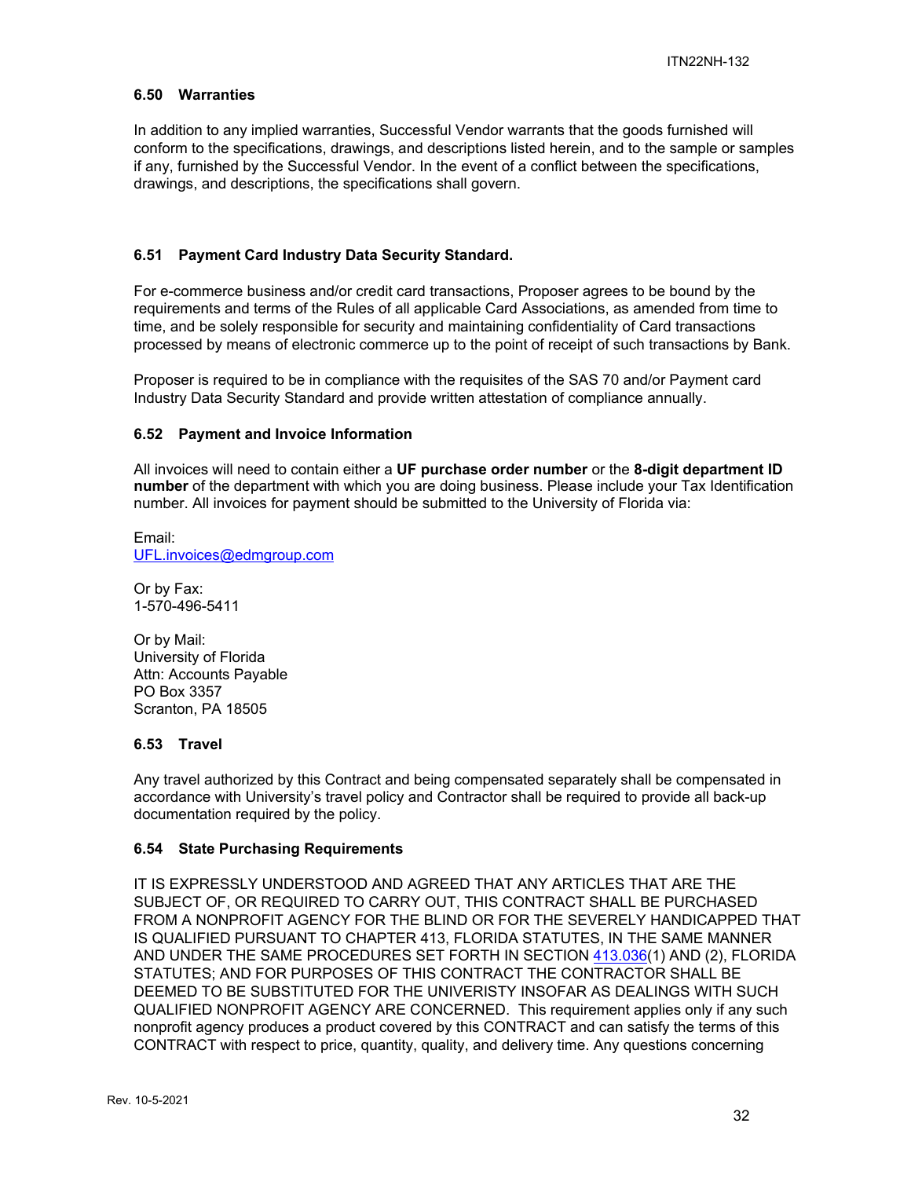### 6.50 Warranties

In addition to any implied warranties, Successful Vendor warrants that the goods furnished will conform to the specifications, drawings, and descriptions listed herein, and to the sample or samples if any, furnished by the Successful Vendor. In the event of a conflict between the specifications, drawings, and descriptions, the specifications shall govern.

### 6.51 Payment Card Industry Data Security Standard.

For e-commerce business and/or credit card transactions, Proposer agrees to be bound by the requirements and terms of the Rules of all applicable Card Associations, as amended from time to time, and be solely responsible for security and maintaining confidentiality of Card transactions processed by means of electronic commerce up to the point of receipt of such transactions by Bank.

Proposer is required to be in compliance with the requisites of the SAS 70 and/or Payment card Industry Data Security Standard and provide written attestation of compliance annually.

### 6.52 Payment and Invoice Information

All invoices will need to contain either a **UF purchase order number** or the **8-digit department ID number** of the department with which you are doing business. Please include your Tax Identification number. All invoices for payment should be submitted to the University of Florida via:

Email:
UFL.invoices@edmgroup.com

Or by Fax:
1-570-496-5411

Or by Mail:
University of Florida
Attn: Accounts Payable
PO Box 3357
Scranton, PA 18505

### 6.53 Travel

Any travel authorized by this Contract and being compensated separately shall be compensated in accordance with University's travel policy and Contractor shall be required to provide all back-up documentation required by the policy.

### 6.54 State Purchasing Requirements

IT IS EXPRESSLY UNDERSTOOD AND AGREED THAT ANY ARTICLES THAT ARE THE SUBJECT OF, OR REQUIRED TO CARRY OUT, THIS CONTRACT SHALL BE PURCHASED FROM A NONPROFIT AGENCY FOR THE BLIND OR FOR THE SEVERELY HANDICAPPED THAT IS QUALIFIED PURSUANT TO CHAPTER 413, FLORIDA STATUTES, IN THE SAME MANNER AND UNDER THE SAME PROCEDURES SET FORTH IN SECTION 413.036(1) AND (2), FLORIDA STATUTES; AND FOR PURPOSES OF THIS CONTRACT THE CONTRACTOR SHALL BE DEEMED TO BE SUBSTITUTED FOR THE UNIVERISTY INSOFAR AS DEALINGS WITH SUCH QUALIFIED NONPROFIT AGENCY ARE CONCERNED. This requirement applies only if any such nonprofit agency produces a product covered by this CONTRACT and can satisfy the terms of this CONTRACT with respect to price, quantity, quality, and delivery time. Any questions concerning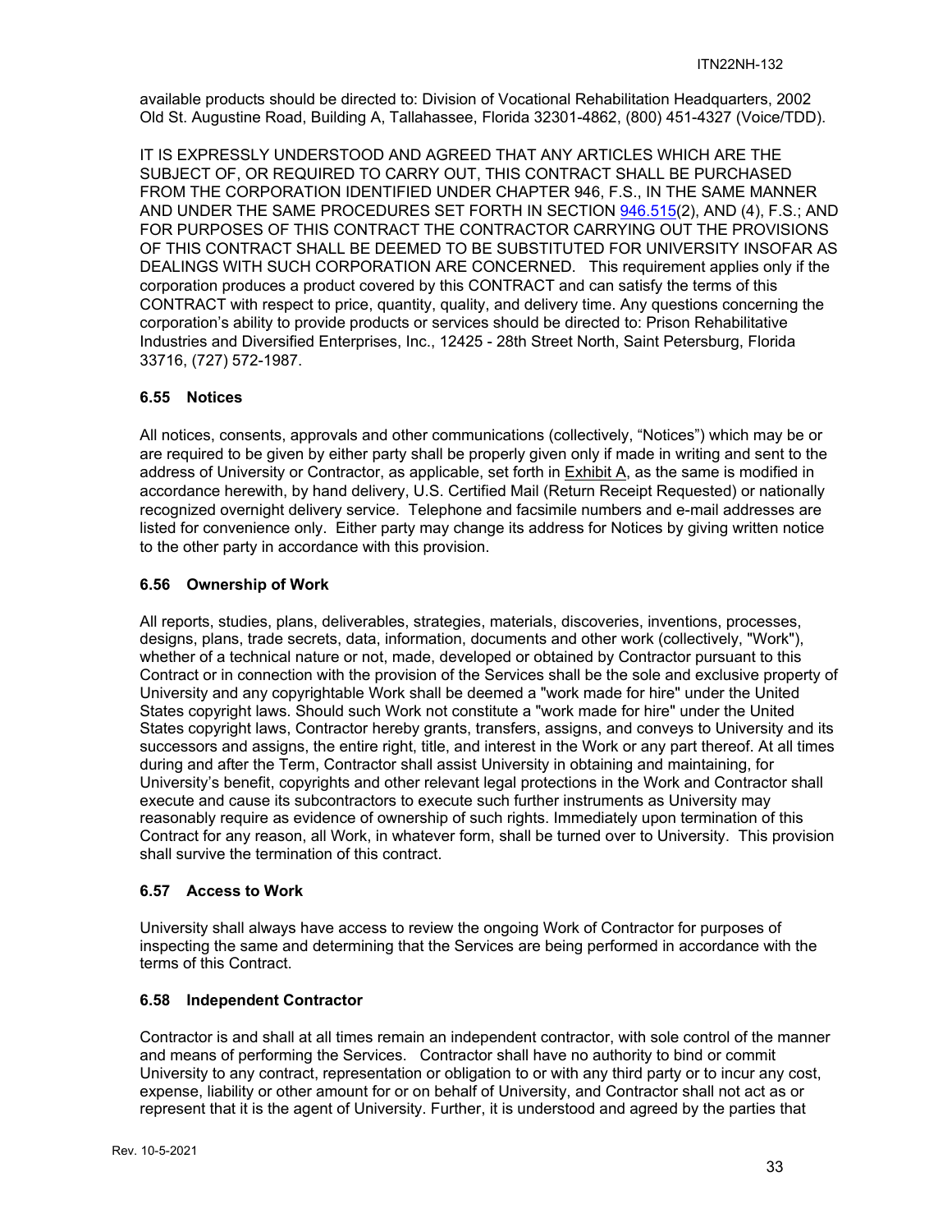available products should be directed to: Division of Vocational Rehabilitation Headquarters, 2002 Old St. Augustine Road, Building A, Tallahassee, Florida 32301-4862, (800) 451-4327 (Voice/TDD).

IT IS EXPRESSLY UNDERSTOOD AND AGREED THAT ANY ARTICLES WHICH ARE THE SUBJECT OF, OR REQUIRED TO CARRY OUT, THIS CONTRACT SHALL BE PURCHASED FROM THE CORPORATION IDENTIFIED UNDER CHAPTER 946, F.S., IN THE SAME MANNER AND UNDER THE SAME PROCEDURES SET FORTH IN SECTION 946.515(2), AND (4), F.S.; AND FOR PURPOSES OF THIS CONTRACT THE CONTRACTOR CARRYING OUT THE PROVISIONS OF THIS CONTRACT SHALL BE DEEMED TO BE SUBSTITUTED FOR UNIVERSITY INSOFAR AS DEALINGS WITH SUCH CORPORATION ARE CONCERNED. This requirement applies only if the corporation produces a product covered by this CONTRACT and can satisfy the terms of this CONTRACT with respect to price, quantity, quality, and delivery time. Any questions concerning the corporation's ability to provide products or services should be directed to: Prison Rehabilitative Industries and Diversified Enterprises, Inc., 12425 - 28th Street North, Saint Petersburg, Florida 33716, (727) 572-1987.

### 6.55 Notices

All notices, consents, approvals and other communications (collectively, "Notices") which may be or are required to be given by either party shall be properly given only if made in writing and sent to the address of University or Contractor, as applicable, set forth in Exhibit A, as the same is modified in accordance herewith, by hand delivery, U.S. Certified Mail (Return Receipt Requested) or nationally recognized overnight delivery service. Telephone and facsimile numbers and e-mail addresses are listed for convenience only. Either party may change its address for Notices by giving written notice to the other party in accordance with this provision.

### 6.56 Ownership of Work

All reports, studies, plans, deliverables, strategies, materials, discoveries, inventions, processes, designs, plans, trade secrets, data, information, documents and other work (collectively, "Work"), whether of a technical nature or not, made, developed or obtained by Contractor pursuant to this Contract or in connection with the provision of the Services shall be the sole and exclusive property of University and any copyrightable Work shall be deemed a "work made for hire" under the United States copyright laws. Should such Work not constitute a "work made for hire" under the United States copyright laws, Contractor hereby grants, transfers, assigns, and conveys to University and its successors and assigns, the entire right, title, and interest in the Work or any part thereof. At all times during and after the Term, Contractor shall assist University in obtaining and maintaining, for University's benefit, copyrights and other relevant legal protections in the Work and Contractor shall execute and cause its subcontractors to execute such further instruments as University may reasonably require as evidence of ownership of such rights. Immediately upon termination of this Contract for any reason, all Work, in whatever form, shall be turned over to University. This provision shall survive the termination of this contract.

### 6.57 Access to Work

University shall always have access to review the ongoing Work of Contractor for purposes of inspecting the same and determining that the Services are being performed in accordance with the terms of this Contract.

### 6.58 Independent Contractor

Contractor is and shall at all times remain an independent contractor, with sole control of the manner and means of performing the Services. Contractor shall have no authority to bind or commit University to any contract, representation or obligation to or with any third party or to incur any cost, expense, liability or other amount for or on behalf of University, and Contractor shall not act as or represent that it is the agent of University. Further, it is understood and agreed by the parties that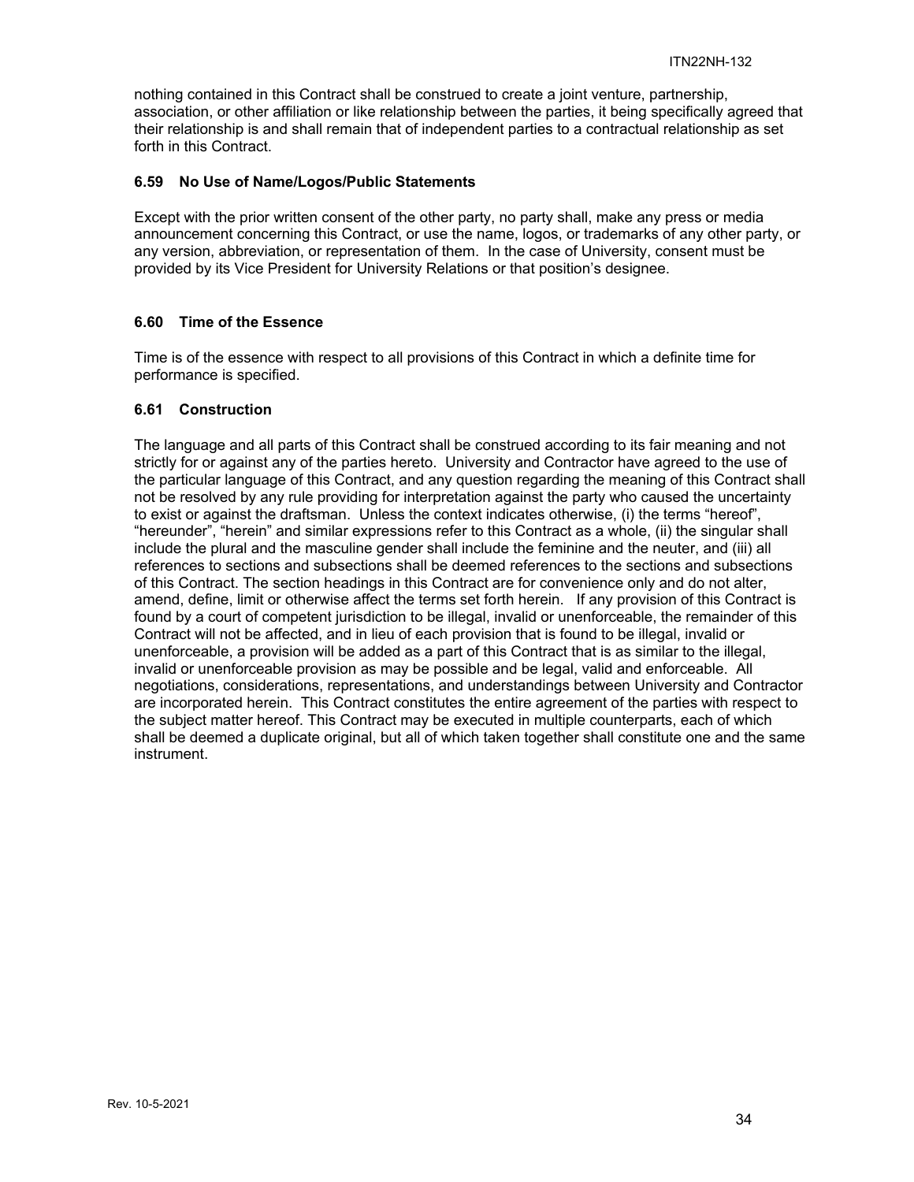nothing contained in this Contract shall be construed to create a joint venture, partnership, association, or other affiliation or like relationship between the parties, it being specifically agreed that their relationship is and shall remain that of independent parties to a contractual relationship as set forth in this Contract.

### 6.59 No Use of Name/Logos/Public Statements

Except with the prior written consent of the other party, no party shall, make any press or media announcement concerning this Contract, or use the name, logos, or trademarks of any other party, or any version, abbreviation, or representation of them. In the case of University, consent must be provided by its Vice President for University Relations or that position's designee.

### 6.60 Time of the Essence

Time is of the essence with respect to all provisions of this Contract in which a definite time for performance is specified.

### 6.61 Construction

The language and all parts of this Contract shall be construed according to its fair meaning and not strictly for or against any of the parties hereto. University and Contractor have agreed to the use of the particular language of this Contract, and any question regarding the meaning of this Contract shall not be resolved by any rule providing for interpretation against the party who caused the uncertainty to exist or against the draftsman. Unless the context indicates otherwise, (i) the terms "hereof", "hereunder", "herein" and similar expressions refer to this Contract as a whole, (ii) the singular shall include the plural and the masculine gender shall include the feminine and the neuter, and (iii) all references to sections and subsections shall be deemed references to the sections and subsections of this Contract. The section headings in this Contract are for convenience only and do not alter, amend, define, limit or otherwise affect the terms set forth herein. If any provision of this Contract is found by a court of competent jurisdiction to be illegal, invalid or unenforceable, the remainder of this Contract will not be affected, and in lieu of each provision that is found to be illegal, invalid or unenforceable, a provision will be added as a part of this Contract that is as similar to the illegal, invalid or unenforceable provision as may be possible and be legal, valid and enforceable. All negotiations, considerations, representations, and understandings between University and Contractor are incorporated herein. This Contract constitutes the entire agreement of the parties with respect to the subject matter hereof. This Contract may be executed in multiple counterparts, each of which shall be deemed a duplicate original, but all of which taken together shall constitute one and the same instrument.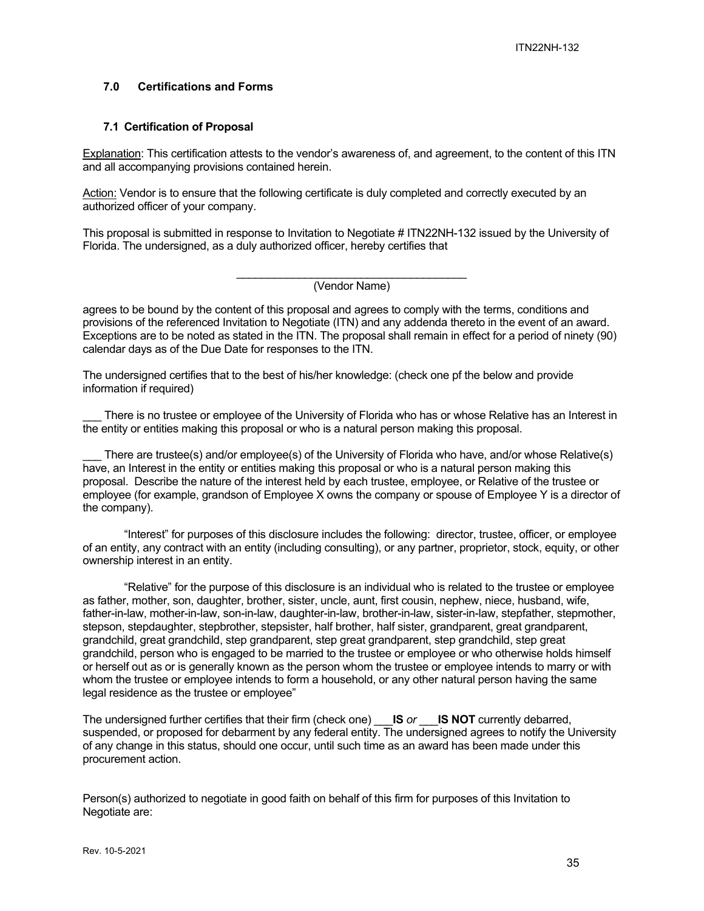## 7.0 Certifications and Forms

### 7.1 Certification of Proposal

Explanation: This certification attests to the vendor's awareness of, and agreement, to the content of this ITN and all accompanying provisions contained herein.

Action: Vendor is to ensure that the following certificate is duly completed and correctly executed by an authorized officer of your company.

This proposal is submitted in response to Invitation to Negotiate # ITN22NH-132 issued by the University of Florida. The undersigned, as a duly authorized officer, hereby certifies that

\_\_\_\_\_\_\_\_\_\_\_\_\_\_\_\_\_\_\_\_\_\_\_\_\_\_\_\_\_\_\_\_\_\_\_\_\_\_
(Vendor Name)

agrees to be bound by the content of this proposal and agrees to comply with the terms, conditions and provisions of the referenced Invitation to Negotiate (ITN) and any addenda thereto in the event of an award. Exceptions are to be noted as stated in the ITN. The proposal shall remain in effect for a period of ninety (90) calendar days as of the Due Date for responses to the ITN.

The undersigned certifies that to the best of his/her knowledge: (check one pf the below and provide information if required)

\_\_\_ There is no trustee or employee of the University of Florida who has or whose Relative has an Interest in the entity or entities making this proposal or who is a natural person making this proposal.

\_\_\_ There are trustee(s) and/or employee(s) of the University of Florida who have, and/or whose Relative(s) have, an Interest in the entity or entities making this proposal or who is a natural person making this proposal. Describe the nature of the interest held by each trustee, employee, or Relative of the trustee or employee (for example, grandson of Employee X owns the company or spouse of Employee Y is a director of the company).

"Interest" for purposes of this disclosure includes the following: director, trustee, officer, or employee of an entity, any contract with an entity (including consulting), or any partner, proprietor, stock, equity, or other ownership interest in an entity.

"Relative" for the purpose of this disclosure is an individual who is related to the trustee or employee as father, mother, son, daughter, brother, sister, uncle, aunt, first cousin, nephew, niece, husband, wife, father-in-law, mother-in-law, son-in-law, daughter-in-law, brother-in-law, sister-in-law, stepfather, stepmother, stepson, stepdaughter, stepbrother, stepsister, half brother, half sister, grandparent, great grandparent, grandchild, great grandchild, step grandparent, step great grandparent, step grandchild, step great grandchild, person who is engaged to be married to the trustee or employee or who otherwise holds himself or herself out as or is generally known as the person whom the trustee or employee intends to marry or with whom the trustee or employee intends to form a household, or any other natural person having the same legal residence as the trustee or employee"

The undersigned further certifies that their firm (check one) \_\_\_**IS** *or* \_\_\_**IS NOT** currently debarred, suspended, or proposed for debarment by any federal entity. The undersigned agrees to notify the University of any change in this status, should one occur, until such time as an award has been made under this procurement action.

Person(s) authorized to negotiate in good faith on behalf of this firm for purposes of this Invitation to Negotiate are:

Rev. 10-5-2021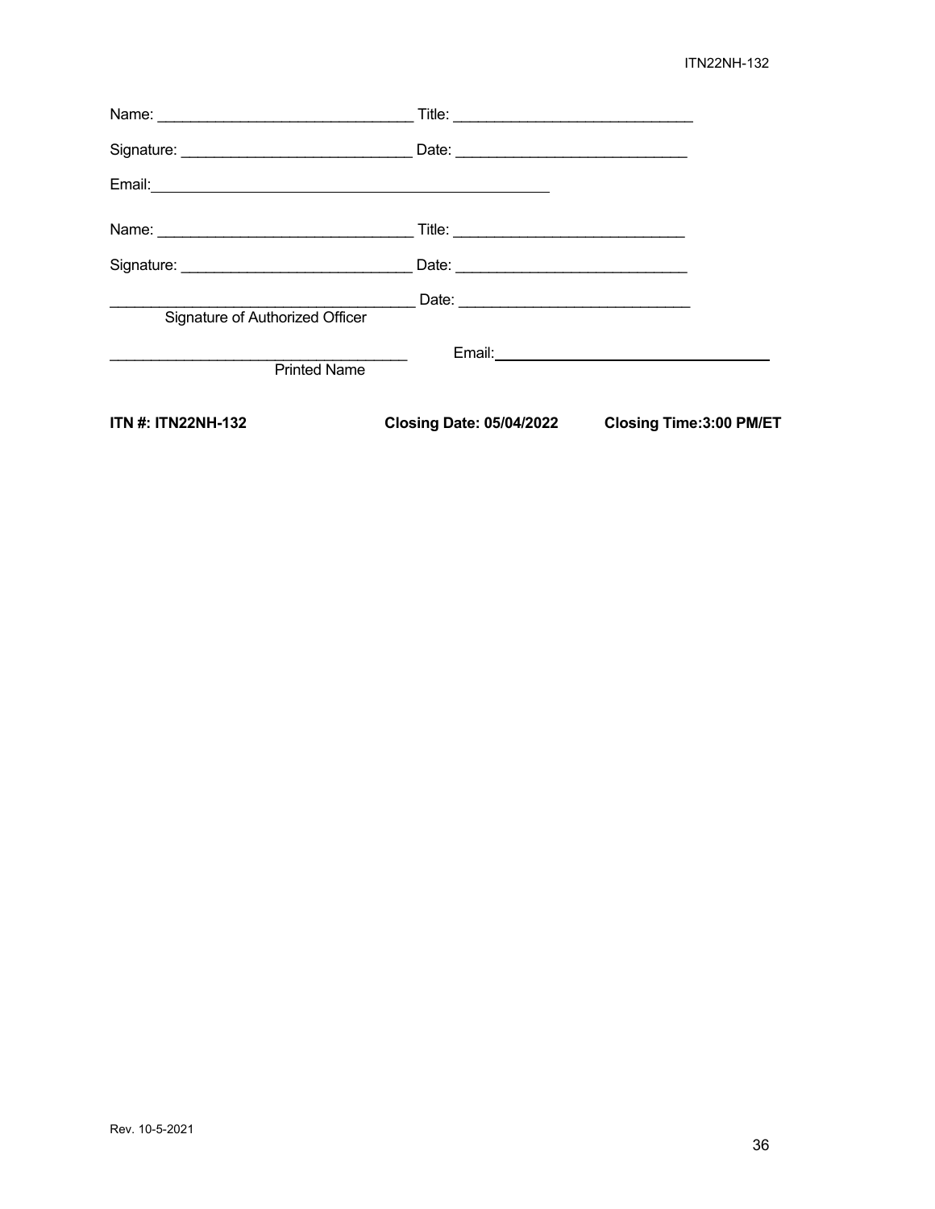Name: ______________________________ Title: ____________________________

Signature: ___________________________ Date: ____________________________

Email: _______________________________________________

Name: ______________________________ Title: ___________________________

Signature: ___________________________ Date: ____________________________

____________________________________ Date: ____________________________

Signature of Authorized Officer

____________________________________ Email: _______________________________

Printed Name

**ITN #: ITN22NH-132** **Closing Date: 05/04/2022** **Closing Time:3:00 PM/ET**

Rev. 10-5-2021